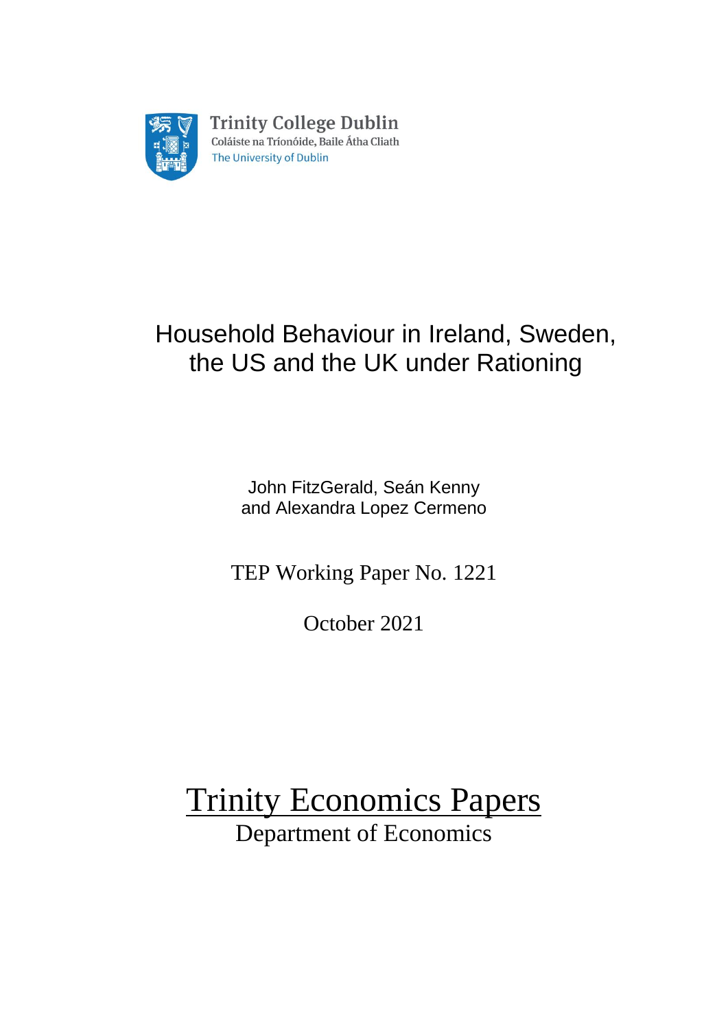Trinity College Dublin
Coláiste na Tríonóide, Baile Átha Cliath
The University of Dublin

# Household Behaviour in Ireland, Sweden, the US and the UK under Rationing

John FitzGerald, Seán Kenny
and Alexandra Lopez Cermeno

TEP Working Paper No. 1221

October 2021

Trinity Economics Papers
Department of Economics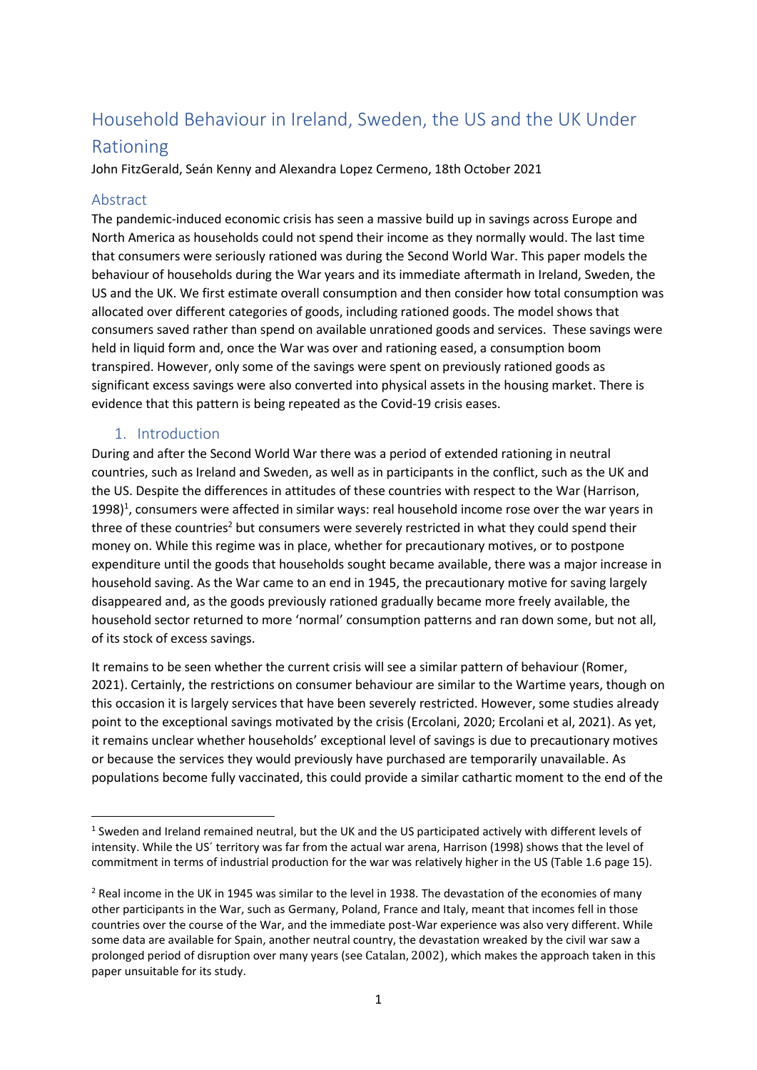# Household Behaviour in Ireland, Sweden, the US and the UK Under Rationing

John FitzGerald, Seán Kenny and Alexandra Lopez Cermeno, 18th October 2021

## Abstract

The pandemic-induced economic crisis has seen a massive build up in savings across Europe and North America as households could not spend their income as they normally would. The last time that consumers were seriously rationed was during the Second World War. This paper models the behaviour of households during the War years and its immediate aftermath in Ireland, Sweden, the US and the UK. We first estimate overall consumption and then consider how total consumption was allocated over different categories of goods, including rationed goods. The model shows that consumers saved rather than spend on available unrationed goods and services. These savings were held in liquid form and, once the War was over and rationing eased, a consumption boom transpired. However, only some of the savings were spent on previously rationed goods as significant excess savings were also converted into physical assets in the housing market. There is evidence that this pattern is being repeated as the Covid-19 crisis eases.

## 1. Introduction

During and after the Second World War there was a period of extended rationing in neutral countries, such as Ireland and Sweden, as well as in participants in the conflict, such as the UK and the US. Despite the differences in attitudes of these countries with respect to the War (Harrison, 1998)[1], consumers were affected in similar ways: real household income rose over the war years in three of these countries[2] but consumers were severely restricted in what they could spend their money on. While this regime was in place, whether for precautionary motives, or to postpone expenditure until the goods that households sought became available, there was a major increase in household saving. As the War came to an end in 1945, the precautionary motive for saving largely disappeared and, as the goods previously rationed gradually became more freely available, the household sector returned to more 'normal' consumption patterns and ran down some, but not all, of its stock of excess savings.

It remains to be seen whether the current crisis will see a similar pattern of behaviour (Romer, 2021). Certainly, the restrictions on consumer behaviour are similar to the Wartime years, though on this occasion it is largely services that have been severely restricted. However, some studies already point to the exceptional savings motivated by the crisis (Ercolani, 2020; Ercolani et al, 2021). As yet, it remains unclear whether households' exceptional level of savings is due to precautionary motives or because the services they would previously have purchased are temporarily unavailable. As populations become fully vaccinated, this could provide a similar cathartic moment to the end of the

---

[1] Sweden and Ireland remained neutral, but the UK and the US participated actively with different levels of intensity. While the US´ territory was far from the actual war arena, Harrison (1998) shows that the level of commitment in terms of industrial production for the war was relatively higher in the US (Table 1.6 page 15).

[2] Real income in the UK in 1945 was similar to the level in 1938. The devastation of the economies of many other participants in the War, such as Germany, Poland, France and Italy, meant that incomes fell in those countries over the course of the War, and the immediate post-War experience was also very different. While some data are available for Spain, another neutral country, the devastation wreaked by the civil war saw a prolonged period of disruption over many years (see Catalan, 2002), which makes the approach taken in this paper unsuitable for its study.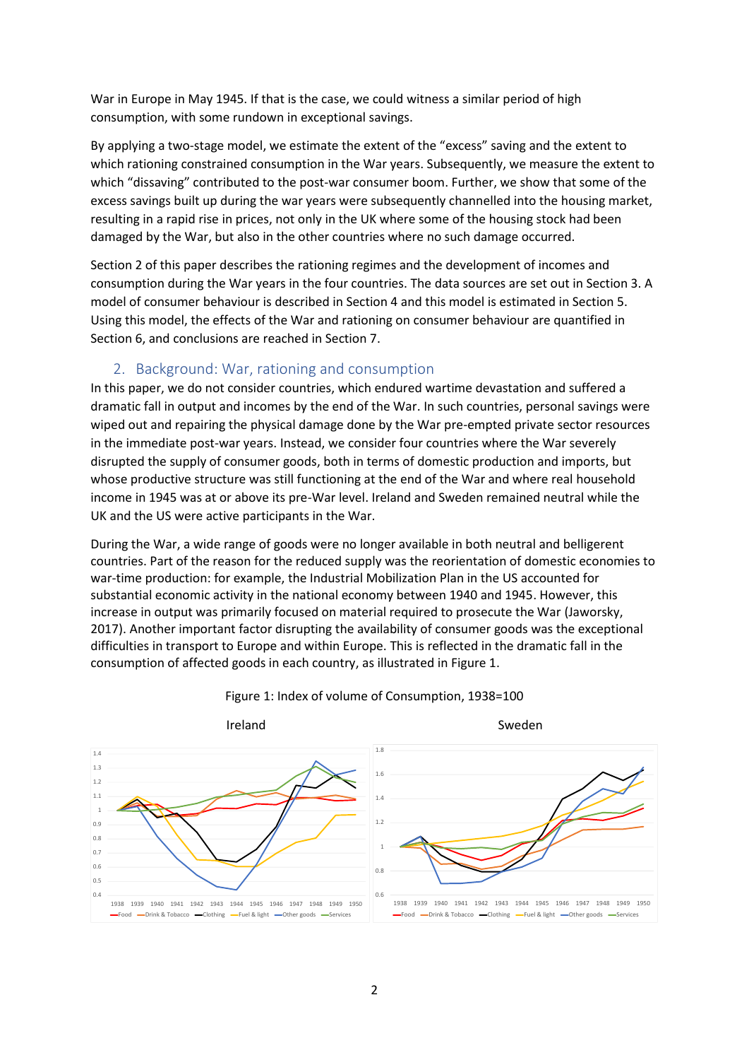War in Europe in May 1945. If that is the case, we could witness a similar period of high consumption, with some rundown in exceptional savings.

By applying a two-stage model, we estimate the extent of the "excess" saving and the extent to which rationing constrained consumption in the War years. Subsequently, we measure the extent to which "dissaving" contributed to the post-war consumer boom. Further, we show that some of the excess savings built up during the war years were subsequently channelled into the housing market, resulting in a rapid rise in prices, not only in the UK where some of the housing stock had been damaged by the War, but also in the other countries where no such damage occurred.

Section 2 of this paper describes the rationing regimes and the development of incomes and consumption during the War years in the four countries. The data sources are set out in Section 3. A model of consumer behaviour is described in Section 4 and this model is estimated in Section 5. Using this model, the effects of the War and rationing on consumer behaviour are quantified in Section 6, and conclusions are reached in Section 7.

## 2. Background: War, rationing and consumption

In this paper, we do not consider countries, which endured wartime devastation and suffered a dramatic fall in output and incomes by the end of the War. In such countries, personal savings were wiped out and repairing the physical damage done by the War pre-empted private sector resources in the immediate post-war years. Instead, we consider four countries where the War severely disrupted the supply of consumer goods, both in terms of domestic production and imports, but whose productive structure was still functioning at the end of the War and where real household income in 1945 was at or above its pre-War level. Ireland and Sweden remained neutral while the UK and the US were active participants in the War.

During the War, a wide range of goods were no longer available in both neutral and belligerent countries. Part of the reason for the reduced supply was the reorientation of domestic economies to war-time production: for example, the Industrial Mobilization Plan in the US accounted for substantial economic activity in the national economy between 1940 and 1945. However, this increase in output was primarily focused on material required to prosecute the War (Jaworsky, 2017). Another important factor disrupting the availability of consumer goods was the exceptional difficulties in transport to Europe and within Europe. This is reflected in the dramatic fall in the consumption of affected goods in each country, as illustrated in Figure 1.

Figure 1: Index of volume of Consumption, 1938=100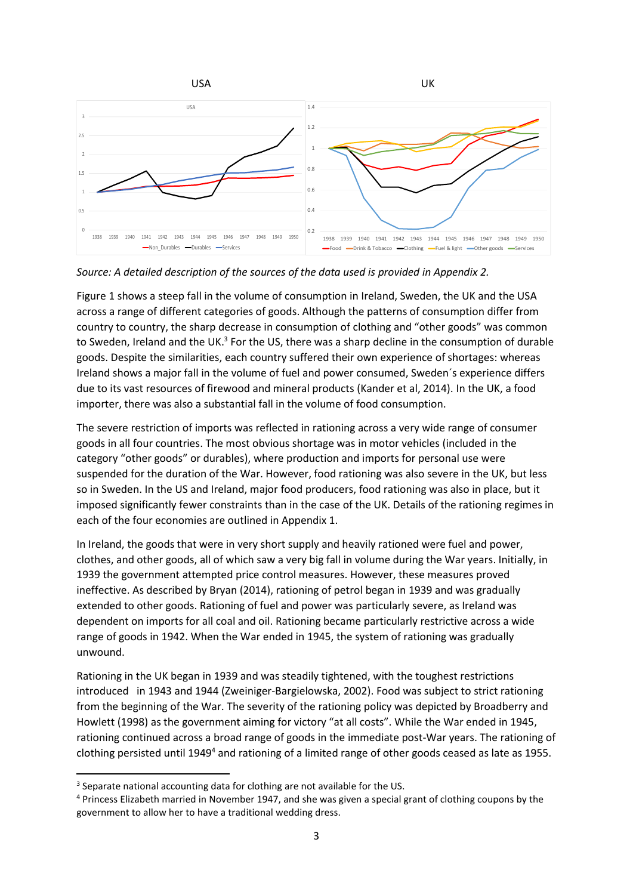Source: *A detailed description of the sources of the data used is provided in Appendix 2.*

Figure 1 shows a steep fall in the volume of consumption in Ireland, Sweden, the UK and the USA across a range of different categories of goods. Although the patterns of consumption differ from country to country, the sharp decrease in consumption of clothing and "other goods" was common to Sweden, Ireland and the UK.[3] For the US, there was a sharp decline in the consumption of durable goods. Despite the similarities, each country suffered their own experience of shortages: whereas Ireland shows a major fall in the volume of fuel and power consumed, Sweden´s experience differs due to its vast resources of firewood and mineral products (Kander et al, 2014). In the UK, a food importer, there was also a substantial fall in the volume of food consumption.

The severe restriction of imports was reflected in rationing across a very wide range of consumer goods in all four countries. The most obvious shortage was in motor vehicles (included in the category "other goods" or durables), where production and imports for personal use were suspended for the duration of the War. However, food rationing was also severe in the UK, but less so in Sweden. In the US and Ireland, major food producers, food rationing was also in place, but it imposed significantly fewer constraints than in the case of the UK. Details of the rationing regimes in each of the four economies are outlined in Appendix 1.

In Ireland, the goods that were in very short supply and heavily rationed were fuel and power, clothes, and other goods, all of which saw a very big fall in volume during the War years. Initially, in 1939 the government attempted price control measures. However, these measures proved ineffective. As described by Bryan (2014), rationing of petrol began in 1939 and was gradually extended to other goods. Rationing of fuel and power was particularly severe, as Ireland was dependent on imports for all coal and oil. Rationing became particularly restrictive across a wide range of goods in 1942. When the War ended in 1945, the system of rationing was gradually unwound.

Rationing in the UK began in 1939 and was steadily tightened, with the toughest restrictions introduced in 1943 and 1944 (Zweiniger-Bargielowska, 2002). Food was subject to strict rationing from the beginning of the War. The severity of the rationing policy was depicted by Broadberry and Howlett (1998) as the government aiming for victory "at all costs". While the War ended in 1945, rationing continued across a broad range of goods in the immediate post-War years. The rationing of clothing persisted until 1949[4] and rationing of a limited range of other goods ceased as late as 1955.

---

[3] Separate national accounting data for clothing are not available for the US.

[4] Princess Elizabeth married in November 1947, and she was given a special grant of clothing coupons by the government to allow her to have a traditional wedding dress.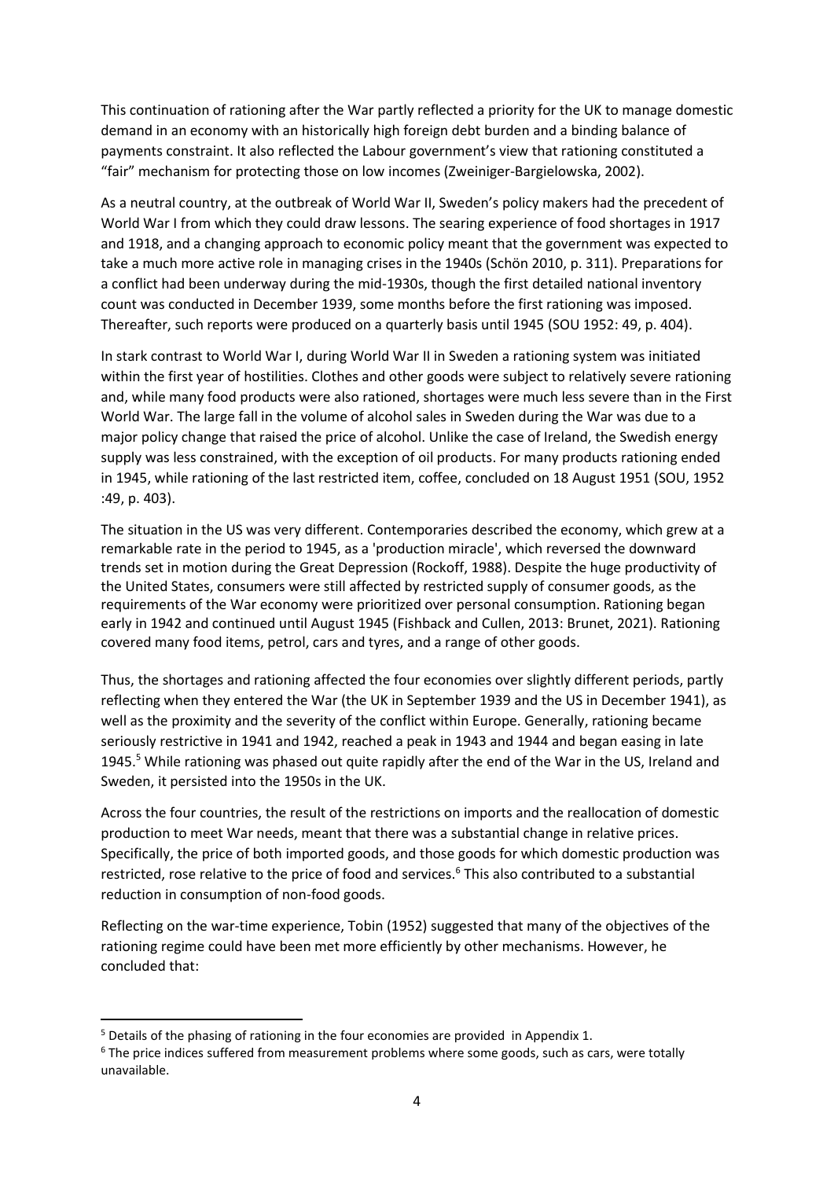This continuation of rationing after the War partly reflected a priority for the UK to manage domestic demand in an economy with an historically high foreign debt burden and a binding balance of payments constraint. It also reflected the Labour government's view that rationing constituted a "fair" mechanism for protecting those on low incomes (Zweiniger-Bargielowska, 2002).

As a neutral country, at the outbreak of World War II, Sweden's policy makers had the precedent of World War I from which they could draw lessons. The searing experience of food shortages in 1917 and 1918, and a changing approach to economic policy meant that the government was expected to take a much more active role in managing crises in the 1940s (Schön 2010, p. 311). Preparations for a conflict had been underway during the mid-1930s, though the first detailed national inventory count was conducted in December 1939, some months before the first rationing was imposed. Thereafter, such reports were produced on a quarterly basis until 1945 (SOU 1952: 49, p. 404).

In stark contrast to World War I, during World War II in Sweden a rationing system was initiated within the first year of hostilities. Clothes and other goods were subject to relatively severe rationing and, while many food products were also rationed, shortages were much less severe than in the First World War. The large fall in the volume of alcohol sales in Sweden during the War was due to a major policy change that raised the price of alcohol. Unlike the case of Ireland, the Swedish energy supply was less constrained, with the exception of oil products. For many products rationing ended in 1945, while rationing of the last restricted item, coffee, concluded on 18 August 1951 (SOU, 1952 :49, p. 403).

The situation in the US was very different. Contemporaries described the economy, which grew at a remarkable rate in the period to 1945, as a 'production miracle', which reversed the downward trends set in motion during the Great Depression (Rockoff, 1988). Despite the huge productivity of the United States, consumers were still affected by restricted supply of consumer goods, as the requirements of the War economy were prioritized over personal consumption. Rationing began early in 1942 and continued until August 1945 (Fishback and Cullen, 2013: Brunet, 2021). Rationing covered many food items, petrol, cars and tyres, and a range of other goods.

Thus, the shortages and rationing affected the four economies over slightly different periods, partly reflecting when they entered the War (the UK in September 1939 and the US in December 1941), as well as the proximity and the severity of the conflict within Europe. Generally, rationing became seriously restrictive in 1941 and 1942, reached a peak in 1943 and 1944 and began easing in late 1945.[5] While rationing was phased out quite rapidly after the end of the War in the US, Ireland and Sweden, it persisted into the 1950s in the UK.

Across the four countries, the result of the restrictions on imports and the reallocation of domestic production to meet War needs, meant that there was a substantial change in relative prices. Specifically, the price of both imported goods, and those goods for which domestic production was restricted, rose relative to the price of food and services.[6] This also contributed to a substantial reduction in consumption of non-food goods.

Reflecting on the war-time experience, Tobin (1952) suggested that many of the objectives of the rationing regime could have been met more efficiently by other mechanisms. However, he concluded that:

---

[5] Details of the phasing of rationing in the four economies are provided in Appendix 1.

[6] The price indices suffered from measurement problems where some goods, such as cars, were totally unavailable.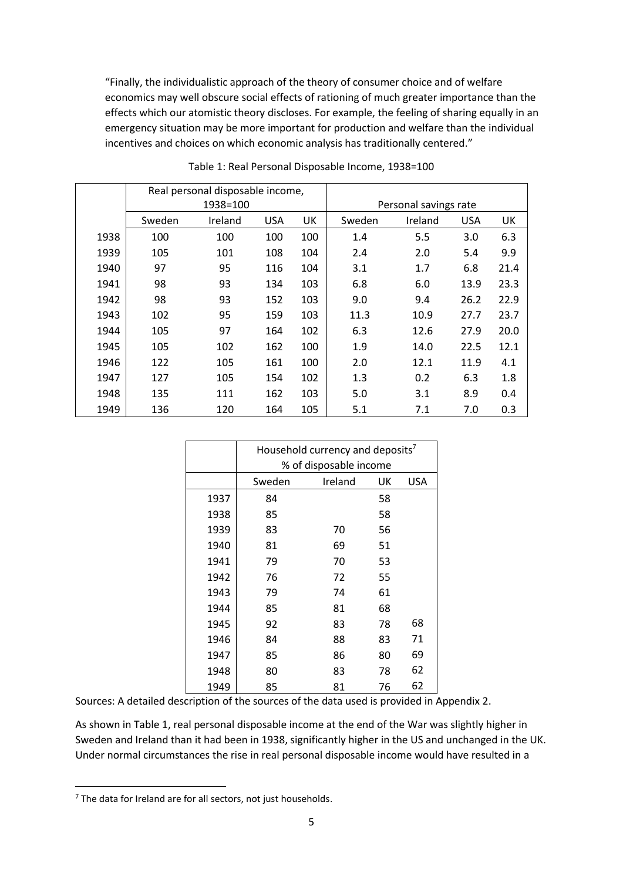"Finally, the individualistic approach of the theory of consumer choice and of welfare economics may well obscure social effects of rationing of much greater importance than the effects which our atomistic theory discloses. For example, the feeling of sharing equally in an emergency situation may be more important for production and welfare than the individual incentives and choices on which economic analysis has traditionally centered."

Table 1: Real Personal Disposable Income, 1938=100

| | Real personal disposable income, 1938=100 | | | | Personal savings rate | | | |
|---|---|---|---|---|---|---|---|---|
| | Sweden | Ireland | USA | UK | Sweden | Ireland | USA | UK |
| 1938 | 100 | 100 | 100 | 100 | 1.4 | 5.5 | 3.0 | 6.3 |
| 1939 | 105 | 101 | 108 | 104 | 2.4 | 2.0 | 5.4 | 9.9 |
| 1940 | 97 | 95 | 116 | 104 | 3.1 | 1.7 | 6.8 | 21.4 |
| 1941 | 98 | 93 | 134 | 103 | 6.8 | 6.0 | 13.9 | 23.3 |
| 1942 | 98 | 93 | 152 | 103 | 9.0 | 9.4 | 26.2 | 22.9 |
| 1943 | 102 | 95 | 159 | 103 | 11.3 | 10.9 | 27.7 | 23.7 |
| 1944 | 105 | 97 | 164 | 102 | 6.3 | 12.6 | 27.9 | 20.0 |
| 1945 | 105 | 102 | 162 | 100 | 1.9 | 14.0 | 22.5 | 12.1 |
| 1946 | 122 | 105 | 161 | 100 | 2.0 | 12.1 | 11.9 | 4.1 |
| 1947 | 127 | 105 | 154 | 102 | 1.3 | 0.2 | 6.3 | 1.8 |
| 1948 | 135 | 111 | 162 | 103 | 5.0 | 3.1 | 8.9 | 0.4 |
| 1949 | 136 | 120 | 164 | 105 | 5.1 | 7.1 | 7.0 | 0.3 |

| | Household currency and deposits[7] % of disposable income | | | |
|---|---|---|---|---|
| | Sweden | Ireland | UK | USA |
| 1937 | 84 | | 58 | |
| 1938 | 85 | | 58 | |
| 1939 | 83 | 70 | 56 | |
| 1940 | 81 | 69 | 51 | |
| 1941 | 79 | 70 | 53 | |
| 1942 | 76 | 72 | 55 | |
| 1943 | 79 | 74 | 61 | |
| 1944 | 85 | 81 | 68 | |
| 1945 | 92 | 83 | 78 | 68 |
| 1946 | 84 | 88 | 83 | 71 |
| 1947 | 85 | 86 | 80 | 69 |
| 1948 | 80 | 83 | 78 | 62 |
| 1949 | 85 | 81 | 76 | 62 |

Sources: A detailed description of the sources of the data used is provided in Appendix 2.

As shown in Table 1, real personal disposable income at the end of the War was slightly higher in Sweden and Ireland than it had been in 1938, significantly higher in the US and unchanged in the UK. Under normal circumstances the rise in real personal disposable income would have resulted in a

[7] The data for Ireland are for all sectors, not just households.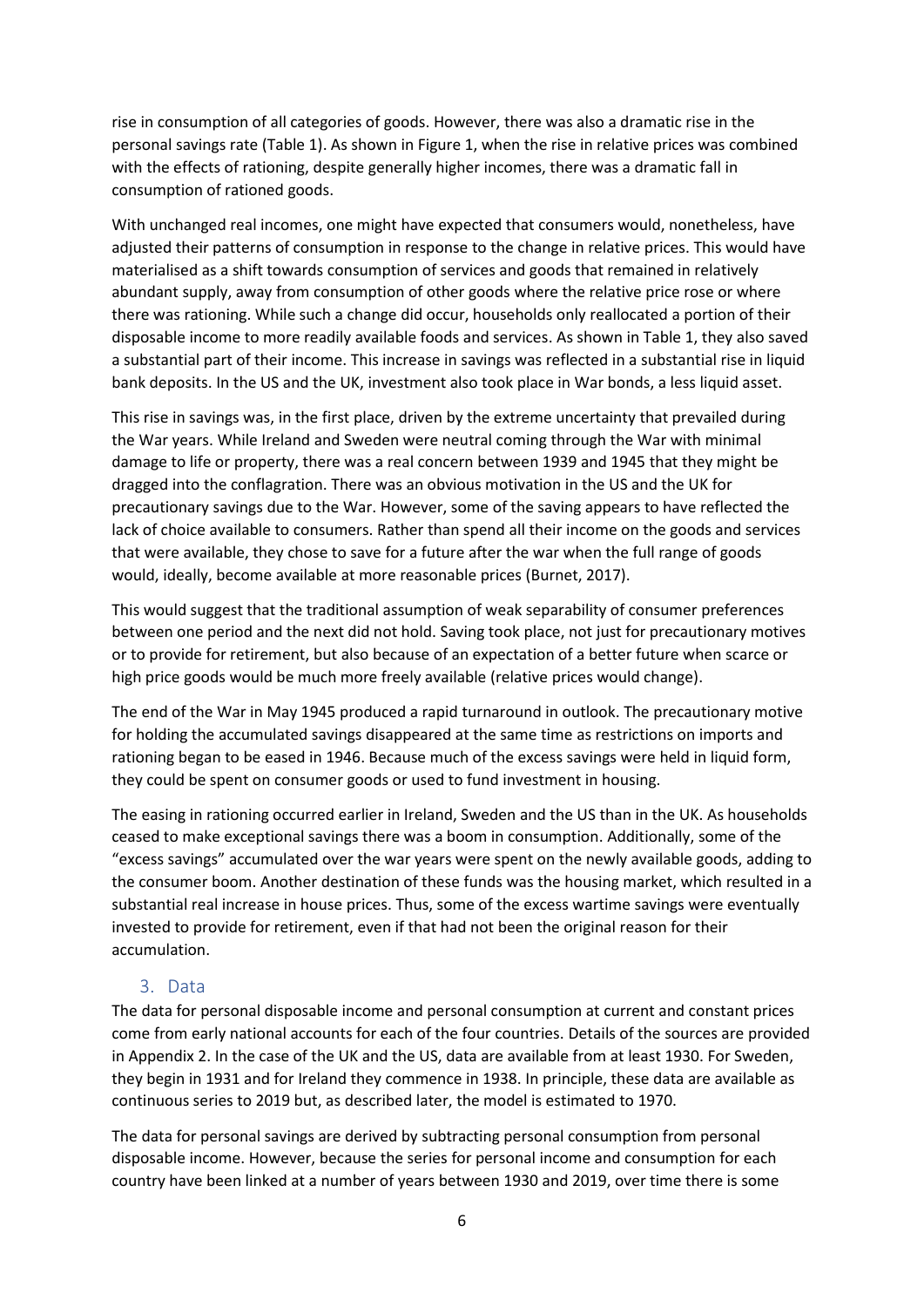rise in consumption of all categories of goods. However, there was also a dramatic rise in the personal savings rate (Table 1). As shown in Figure 1, when the rise in relative prices was combined with the effects of rationing, despite generally higher incomes, there was a dramatic fall in consumption of rationed goods.

With unchanged real incomes, one might have expected that consumers would, nonetheless, have adjusted their patterns of consumption in response to the change in relative prices. This would have materialised as a shift towards consumption of services and goods that remained in relatively abundant supply, away from consumption of other goods where the relative price rose or where there was rationing. While such a change did occur, households only reallocated a portion of their disposable income to more readily available foods and services. As shown in Table 1, they also saved a substantial part of their income. This increase in savings was reflected in a substantial rise in liquid bank deposits. In the US and the UK, investment also took place in War bonds, a less liquid asset.

This rise in savings was, in the first place, driven by the extreme uncertainty that prevailed during the War years. While Ireland and Sweden were neutral coming through the War with minimal damage to life or property, there was a real concern between 1939 and 1945 that they might be dragged into the conflagration. There was an obvious motivation in the US and the UK for precautionary savings due to the War. However, some of the saving appears to have reflected the lack of choice available to consumers. Rather than spend all their income on the goods and services that were available, they chose to save for a future after the war when the full range of goods would, ideally, become available at more reasonable prices (Burnet, 2017).

This would suggest that the traditional assumption of weak separability of consumer preferences between one period and the next did not hold. Saving took place, not just for precautionary motives or to provide for retirement, but also because of an expectation of a better future when scarce or high price goods would be much more freely available (relative prices would change).

The end of the War in May 1945 produced a rapid turnaround in outlook. The precautionary motive for holding the accumulated savings disappeared at the same time as restrictions on imports and rationing began to be eased in 1946. Because much of the excess savings were held in liquid form, they could be spent on consumer goods or used to fund investment in housing.

The easing in rationing occurred earlier in Ireland, Sweden and the US than in the UK. As households ceased to make exceptional savings there was a boom in consumption. Additionally, some of the "excess savings" accumulated over the war years were spent on the newly available goods, adding to the consumer boom. Another destination of these funds was the housing market, which resulted in a substantial real increase in house prices. Thus, some of the excess wartime savings were eventually invested to provide for retirement, even if that had not been the original reason for their accumulation.

## 3. Data

The data for personal disposable income and personal consumption at current and constant prices come from early national accounts for each of the four countries. Details of the sources are provided in Appendix 2. In the case of the UK and the US, data are available from at least 1930. For Sweden, they begin in 1931 and for Ireland they commence in 1938. In principle, these data are available as continuous series to 2019 but, as described later, the model is estimated to 1970.

The data for personal savings are derived by subtracting personal consumption from personal disposable income. However, because the series for personal income and consumption for each country have been linked at a number of years between 1930 and 2019, over time there is some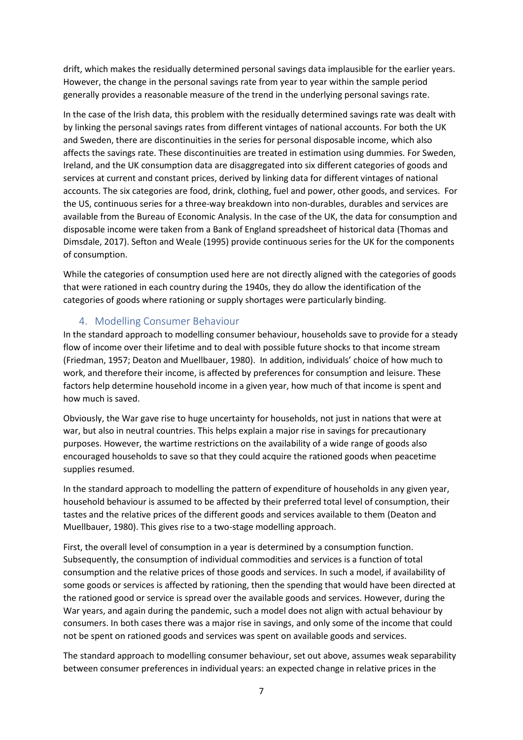drift, which makes the residually determined personal savings data implausible for the earlier years. However, the change in the personal savings rate from year to year within the sample period generally provides a reasonable measure of the trend in the underlying personal savings rate.

In the case of the Irish data, this problem with the residually determined savings rate was dealt with by linking the personal savings rates from different vintages of national accounts. For both the UK and Sweden, there are discontinuities in the series for personal disposable income, which also affects the savings rate. These discontinuities are treated in estimation using dummies. For Sweden, Ireland, and the UK consumption data are disaggregated into six different categories of goods and services at current and constant prices, derived by linking data for different vintages of national accounts. The six categories are food, drink, clothing, fuel and power, other goods, and services. For the US, continuous series for a three-way breakdown into non-durables, durables and services are available from the Bureau of Economic Analysis. In the case of the UK, the data for consumption and disposable income were taken from a Bank of England spreadsheet of historical data (Thomas and Dimsdale, 2017). Sefton and Weale (1995) provide continuous series for the UK for the components of consumption.

While the categories of consumption used here are not directly aligned with the categories of goods that were rationed in each country during the 1940s, they do allow the identification of the categories of goods where rationing or supply shortages were particularly binding.

## 4. Modelling Consumer Behaviour

In the standard approach to modelling consumer behaviour, households save to provide for a steady flow of income over their lifetime and to deal with possible future shocks to that income stream (Friedman, 1957; Deaton and Muellbauer, 1980). In addition, individuals' choice of how much to work, and therefore their income, is affected by preferences for consumption and leisure. These factors help determine household income in a given year, how much of that income is spent and how much is saved.

Obviously, the War gave rise to huge uncertainty for households, not just in nations that were at war, but also in neutral countries. This helps explain a major rise in savings for precautionary purposes. However, the wartime restrictions on the availability of a wide range of goods also encouraged households to save so that they could acquire the rationed goods when peacetime supplies resumed.

In the standard approach to modelling the pattern of expenditure of households in any given year, household behaviour is assumed to be affected by their preferred total level of consumption, their tastes and the relative prices of the different goods and services available to them (Deaton and Muellbauer, 1980). This gives rise to a two-stage modelling approach.

First, the overall level of consumption in a year is determined by a consumption function. Subsequently, the consumption of individual commodities and services is a function of total consumption and the relative prices of those goods and services. In such a model, if availability of some goods or services is affected by rationing, then the spending that would have been directed at the rationed good or service is spread over the available goods and services. However, during the War years, and again during the pandemic, such a model does not align with actual behaviour by consumers. In both cases there was a major rise in savings, and only some of the income that could not be spent on rationed goods and services was spent on available goods and services.

The standard approach to modelling consumer behaviour, set out above, assumes weak separability between consumer preferences in individual years: an expected change in relative prices in the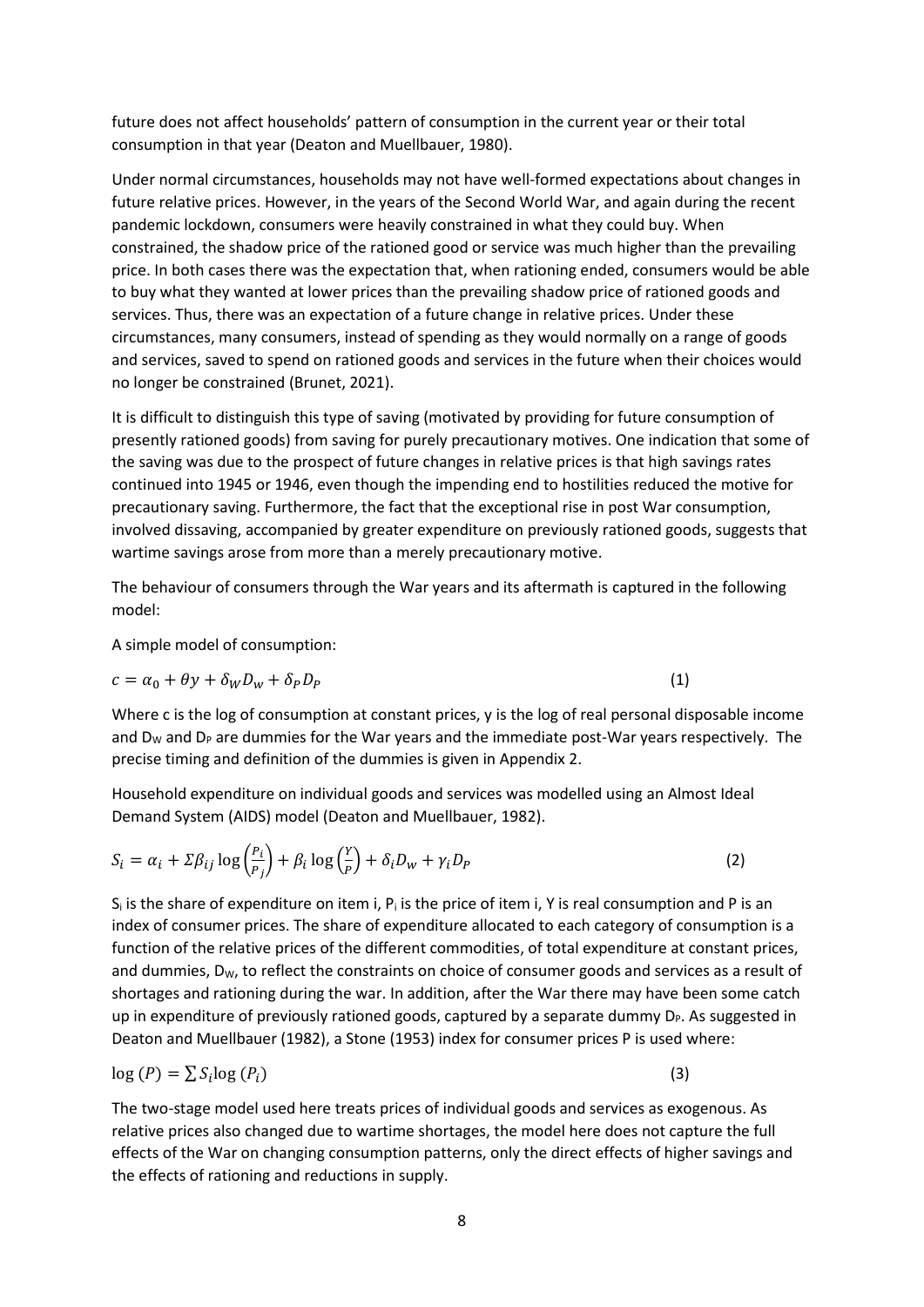future does not affect households' pattern of consumption in the current year or their total consumption in that year (Deaton and Muellbauer, 1980).

Under normal circumstances, households may not have well-formed expectations about changes in future relative prices. However, in the years of the Second World War, and again during the recent pandemic lockdown, consumers were heavily constrained in what they could buy. When constrained, the shadow price of the rationed good or service was much higher than the prevailing price. In both cases there was the expectation that, when rationing ended, consumers would be able to buy what they wanted at lower prices than the prevailing shadow price of rationed goods and services. Thus, there was an expectation of a future change in relative prices. Under these circumstances, many consumers, instead of spending as they would normally on a range of goods and services, saved to spend on rationed goods and services in the future when their choices would no longer be constrained (Brunet, 2021).

It is difficult to distinguish this type of saving (motivated by providing for future consumption of presently rationed goods) from saving for purely precautionary motives. One indication that some of the saving was due to the prospect of future changes in relative prices is that high savings rates continued into 1945 or 1946, even though the impending end to hostilities reduced the motive for precautionary saving. Furthermore, the fact that the exceptional rise in post War consumption, involved dissaving, accompanied by greater expenditure on previously rationed goods, suggests that wartime savings arose from more than a merely precautionary motive.

The behaviour of consumers through the War years and its aftermath is captured in the following model:

A simple model of consumption:

$$c = \alpha_0 + \theta y + \delta_W D_w + \delta_P D_P \tag{1}$$

Where c is the log of consumption at constant prices, y is the log of real personal disposable income and $D_W$ and $D_P$ are dummies for the War years and the immediate post-War years respectively. The precise timing and definition of the dummies is given in Appendix 2.

Household expenditure on individual goods and services was modelled using an Almost Ideal Demand System (AIDS) model (Deaton and Muellbauer, 1982).

$$S_i = \alpha_i + \Sigma \beta_{ij} \log\left(\frac{P_i}{P_j}\right) + \beta_i \log\left(\frac{Y}{P}\right) + \delta_i D_w + \gamma_i D_P \tag{2}$$

$S_i$ is the share of expenditure on item i, $P_i$ is the price of item i, Y is real consumption and P is an index of consumer prices. The share of expenditure allocated to each category of consumption is a function of the relative prices of the different commodities, of total expenditure at constant prices, and dummies, $D_W$, to reflect the constraints on choice of consumer goods and services as a result of shortages and rationing during the war. In addition, after the War there may have been some catch up in expenditure of previously rationed goods, captured by a separate dummy $D_P$. As suggested in Deaton and Muellbauer (1982), a Stone (1953) index for consumer prices P is used where:

$$\log(P) = \sum S_i \log(P_i) \tag{3}$$

The two-stage model used here treats prices of individual goods and services as exogenous. As relative prices also changed due to wartime shortages, the model here does not capture the full effects of the War on changing consumption patterns, only the direct effects of higher savings and the effects of rationing and reductions in supply.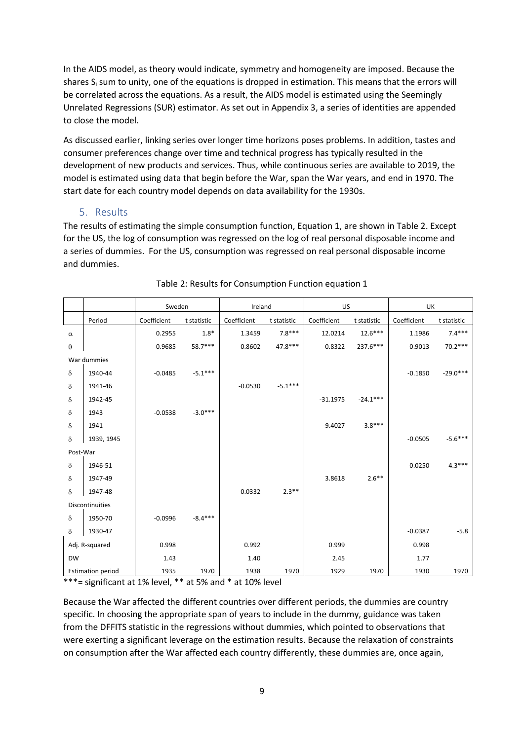In the AIDS model, as theory would indicate, symmetry and homogeneity are imposed. Because the shares $S_i$ sum to unity, one of the equations is dropped in estimation. This means that the errors will be correlated across the equations. As a result, the AIDS model is estimated using the Seemingly Unrelated Regressions (SUR) estimator. As set out in Appendix 3, a series of identities are appended to close the model.

As discussed earlier, linking series over longer time horizons poses problems. In addition, tastes and consumer preferences change over time and technical progress has typically resulted in the development of new products and services. Thus, while continuous series are available to 2019, the model is estimated using data that begin before the War, span the War years, and end in 1970. The start date for each country model depends on data availability for the 1930s.

## 5. Results

The results of estimating the simple consumption function, Equation 1, are shown in Table 2. Except for the US, the log of consumption was regressed on the log of real personal disposable income and a series of dummies. For the US, consumption was regressed on real personal disposable income and dummies.

Table 2: Results for Consumption Function equation 1

| | | Sweden | | Ireland | | US | | UK | |
|---|---|---|---|---|---|---|---|---|---|
| | Period | Coefficient | t statistic | Coefficient | t statistic | Coefficient | t statistic | Coefficient | t statistic |
| $\alpha$ | | 0.2955 | 1.8* | 1.3459 | 7.8*** | 12.0214 | 12.6*** | 1.1986 | 7.4*** |
| $\theta$ | | 0.9685 | 58.7*** | 0.8602 | 47.8*** | 0.8322 | 237.6*** | 0.9013 | 70.2*** |
| War dummies | | | | | | | | | |
| $\delta$ | 1940-44 | -0.0485 | -5.1*** | | | | | -0.1850 | -29.0*** |
| $\delta$ | 1941-46 | | | -0.0530 | -5.1*** | | | | |
| $\delta$ | 1942-45 | | | | | -31.1975 | -24.1*** | | |
| $\delta$ | 1943 | -0.0538 | -3.0*** | | | | | | |
| $\delta$ | 1941 | | | | | -9.4027 | -3.8*** | | |
| $\delta$ | 1939, 1945 | | | | | | | -0.0505 | -5.6*** |
| Post-War | | | | | | | | | |
| $\delta$ | 1946-51 | | | | | | | 0.0250 | 4.3*** |
| $\delta$ | 1947-49 | | | | | 3.8618 | 2.6** | | |
| $\delta$ | 1947-48 | | | 0.0332 | 2.3** | | | | |
| Discontinuities | | | | | | | | | |
| $\delta$ | 1950-70 | -0.0996 | -8.4*** | | | | | | |
| $\delta$ | 1930-47 | | | | | | | -0.0387 | -5.8 |
| Adj. R-squared | | 0.998 | | 0.992 | | 0.999 | | 0.998 | |
| DW | | 1.43 | | 1.40 | | 2.45 | | 1.77 | |
| Estimation period | | 1935 | 1970 | 1938 | 1970 | 1929 | 1970 | 1930 | 1970 |

***= significant at 1% level, ** at 5% and * at 10% level

Because the War affected the different countries over different periods, the dummies are country specific. In choosing the appropriate span of years to include in the dummy, guidance was taken from the DFFITS statistic in the regressions without dummies, which pointed to observations that were exerting a significant leverage on the estimation results. Because the relaxation of constraints on consumption after the War affected each country differently, these dummies are, once again,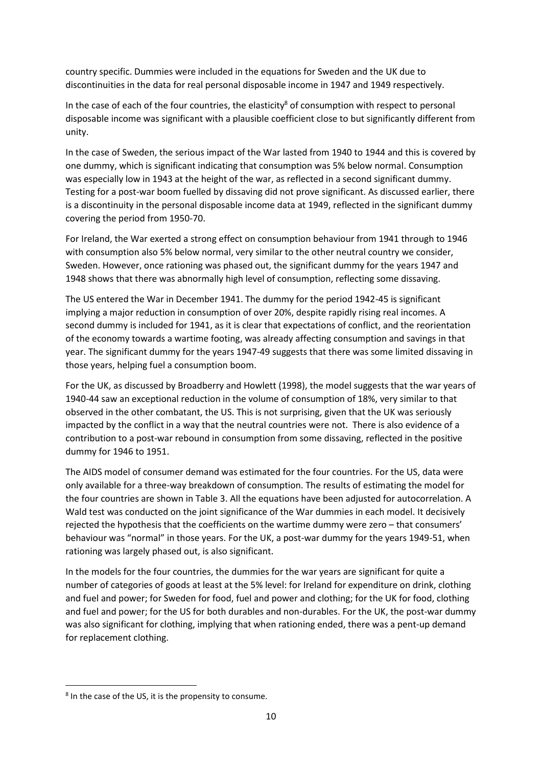country specific. Dummies were included in the equations for Sweden and the UK due to discontinuities in the data for real personal disposable income in 1947 and 1949 respectively.

In the case of each of the four countries, the elasticity[8] of consumption with respect to personal disposable income was significant with a plausible coefficient close to but significantly different from unity.

In the case of Sweden, the serious impact of the War lasted from 1940 to 1944 and this is covered by one dummy, which is significant indicating that consumption was 5% below normal. Consumption was especially low in 1943 at the height of the war, as reflected in a second significant dummy. Testing for a post-war boom fuelled by dissaving did not prove significant. As discussed earlier, there is a discontinuity in the personal disposable income data at 1949, reflected in the significant dummy covering the period from 1950-70.

For Ireland, the War exerted a strong effect on consumption behaviour from 1941 through to 1946 with consumption also 5% below normal, very similar to the other neutral country we consider, Sweden. However, once rationing was phased out, the significant dummy for the years 1947 and 1948 shows that there was abnormally high level of consumption, reflecting some dissaving.

The US entered the War in December 1941. The dummy for the period 1942-45 is significant implying a major reduction in consumption of over 20%, despite rapidly rising real incomes. A second dummy is included for 1941, as it is clear that expectations of conflict, and the reorientation of the economy towards a wartime footing, was already affecting consumption and savings in that year. The significant dummy for the years 1947-49 suggests that there was some limited dissaving in those years, helping fuel a consumption boom.

For the UK, as discussed by Broadberry and Howlett (1998), the model suggests that the war years of 1940-44 saw an exceptional reduction in the volume of consumption of 18%, very similar to that observed in the other combatant, the US. This is not surprising, given that the UK was seriously impacted by the conflict in a way that the neutral countries were not. There is also evidence of a contribution to a post-war rebound in consumption from some dissaving, reflected in the positive dummy for 1946 to 1951.

The AIDS model of consumer demand was estimated for the four countries. For the US, data were only available for a three-way breakdown of consumption. The results of estimating the model for the four countries are shown in Table 3. All the equations have been adjusted for autocorrelation. A Wald test was conducted on the joint significance of the War dummies in each model. It decisively rejected the hypothesis that the coefficients on the wartime dummy were zero – that consumers' behaviour was "normal" in those years. For the UK, a post-war dummy for the years 1949-51, when rationing was largely phased out, is also significant.

In the models for the four countries, the dummies for the war years are significant for quite a number of categories of goods at least at the 5% level: for Ireland for expenditure on drink, clothing and fuel and power; for Sweden for food, fuel and power and clothing; for the UK for food, clothing and fuel and power; for the US for both durables and non-durables. For the UK, the post-war dummy was also significant for clothing, implying that when rationing ended, there was a pent-up demand for replacement clothing.

[8] In the case of the US, it is the propensity to consume.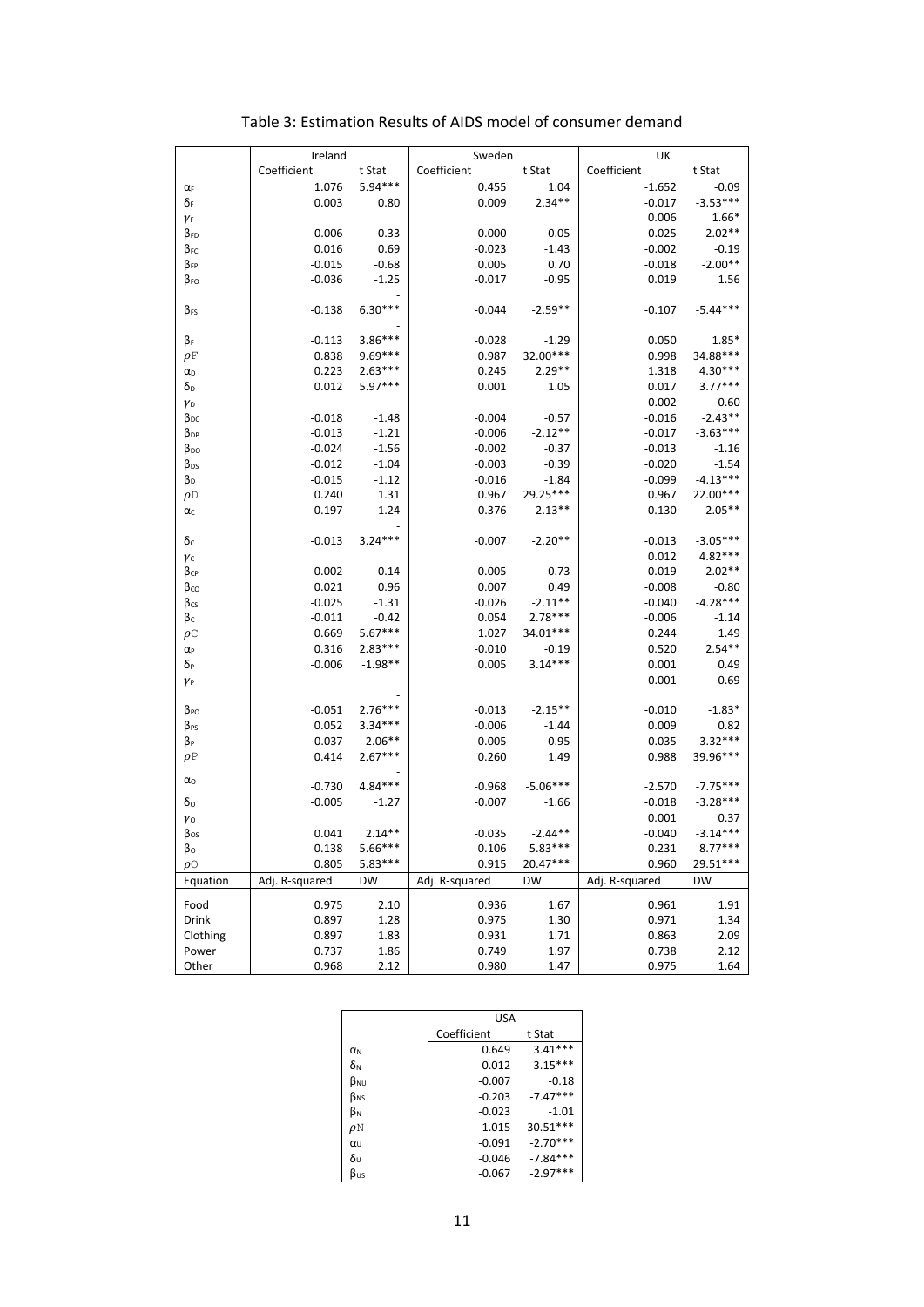Table 3: Estimation Results of AIDS model of consumer demand

| | Ireland | | Sweden | | UK | |
|---|---|---|---|---|---|---|
| | Coefficient | t Stat | Coefficient | t Stat | Coefficient | t Stat |
| $\alpha_F$ | 1.076 | 5.94*** | 0.455 | 1.04 | -1.652 | -0.09 |
| $\delta_F$ | 0.003 | 0.80 | 0.009 | 2.34** | -0.017 | -3.53*** |
| $\gamma_F$ | | | | | 0.006 | 1.66* |
| $\beta_{FD}$ | -0.006 | -0.33 | 0.000 | -0.05 | -0.025 | -2.02** |
| $\beta_{FC}$ | 0.016 | 0.69 | -0.023 | -1.43 | -0.002 | -0.19 |
| $\beta_{FP}$ | -0.015 | -0.68 | 0.005 | 0.70 | -0.018 | -2.00** |
| $\beta_{FO}$ | -0.036 | -1.25 | -0.017 | -0.95 | 0.019 | 1.56 |
| $\beta_{FS}$ | -0.138 | -6.30*** | -0.044 | -2.59** | -0.107 | -5.44*** |
| $\beta_F$ | -0.113 | -3.86*** | -0.028 | -1.29 | 0.050 | 1.85* |
| $\rho F$ | 0.838 | 9.69*** | 0.987 | 32.00*** | 0.998 | 34.88*** |
| $\alpha_D$ | 0.223 | 2.63*** | 0.245 | 2.29** | 1.318 | 4.30*** |
| $\delta_D$ | 0.012 | 5.97*** | 0.001 | 1.05 | 0.017 | 3.77*** |
| $\gamma_D$ | | | | | -0.002 | -0.60 |
| $\beta_{DC}$ | -0.018 | -1.48 | -0.004 | -0.57 | -0.016 | -2.43** |
| $\beta_{DP}$ | -0.013 | -1.21 | -0.006 | -2.12** | -0.017 | -3.63*** |
| $\beta_{DO}$ | -0.024 | -1.56 | -0.002 | -0.37 | -0.013 | -1.16 |
| $\beta_{DS}$ | -0.012 | -1.04 | -0.003 | -0.39 | -0.020 | -1.54 |
| $\beta_D$ | -0.015 | -1.12 | -0.016 | -1.84 | -0.099 | -4.13*** |
| $\rho D$ | 0.240 | 1.31 | 0.967 | 29.25*** | 0.967 | 22.00*** |
| $\alpha_C$ | 0.197 | 1.24 | -0.376 | -2.13** | 0.130 | 2.05** |
| $\delta_C$ | -0.013 | -3.24*** | -0.007 | -2.20** | -0.013 | -3.05*** |
| $\gamma_C$ | | | | | 0.012 | 4.82*** |
| $\beta_{CP}$ | 0.002 | 0.14 | 0.005 | 0.73 | 0.019 | 2.02** |
| $\beta_{CO}$ | 0.021 | 0.96 | 0.007 | 0.49 | -0.008 | -0.80 |
| $\beta_{CS}$ | -0.025 | -1.31 | -0.026 | -2.11** | -0.040 | -4.28*** |
| $\beta_C$ | -0.011 | -0.42 | 0.054 | 2.78*** | -0.006 | -1.14 |
| $\rho C$ | 0.669 | 5.67*** | 1.027 | 34.01*** | 0.244 | 1.49 |
| $\alpha_P$ | 0.316 | 2.83*** | -0.010 | -0.19 | 0.520 | 2.54** |
| $\delta_P$ | -0.006 | -1.98** | 0.005 | 3.14*** | 0.001 | 0.49 |
| $\gamma_P$ | | | | | -0.001 | -0.69 |
| $\beta_{PO}$ | -0.051 | -2.76*** | -0.013 | -2.15** | -0.010 | -1.83* |
| $\beta_{PS}$ | 0.052 | 3.34*** | -0.006 | -1.44 | 0.009 | 0.82 |
| $\beta_P$ | -0.037 | -2.06** | 0.005 | 0.95 | -0.035 | -3.32*** |
| $\rho P$ | 0.414 | 2.67*** | 0.260 | 1.49 | 0.988 | 39.96*** |
| $\alpha_O$ | -0.730 | -4.84*** | -0.968 | -5.06*** | -2.570 | -7.75*** |
| $\delta_O$ | -0.005 | -1.27 | -0.007 | -1.66 | -0.018 | -3.28*** |
| $\gamma_O$ | | | | | 0.001 | 0.37 |
| $\beta_{OS}$ | 0.041 | 2.14** | -0.035 | -2.44** | -0.040 | -3.14*** |
| $\beta_O$ | 0.138 | 5.66*** | 0.106 | 5.83*** | 0.231 | 8.77*** |
| $\rho O$ | 0.805 | 5.83*** | 0.915 | 20.47*** | 0.960 | 29.51*** |
| Equation | Adj. R-squared | DW | Adj. R-squared | DW | Adj. R-squared | DW |
| Food | 0.975 | 2.10 | 0.936 | 1.67 | 0.961 | 1.91 |
| Drink | 0.897 | 1.28 | 0.975 | 1.30 | 0.971 | 1.34 |
| Clothing | 0.897 | 1.83 | 0.931 | 1.71 | 0.863 | 2.09 |
| Power | 0.737 | 1.86 | 0.749 | 1.97 | 0.738 | 2.12 |
| Other | 0.968 | 2.12 | 0.980 | 1.47 | 0.975 | 1.64 |

| | USA | |
|---|---|---|
| | Coefficient | t Stat |
| $\alpha_N$ | 0.649 | 3.41*** |
| $\delta_N$ | 0.012 | 3.15*** |
| $\beta_{NU}$ | -0.007 | -0.18 |
| $\beta_{NS}$ | -0.203 | -7.47*** |
| $\beta_N$ | -0.023 | -1.01 |
| $\rho N$ | 1.015 | 30.51*** |
| $\alpha_U$ | -0.091 | -2.70*** |
| $\delta_U$ | -0.046 | -7.84*** |
| $\beta_{US}$ | -0.067 | -2.97*** |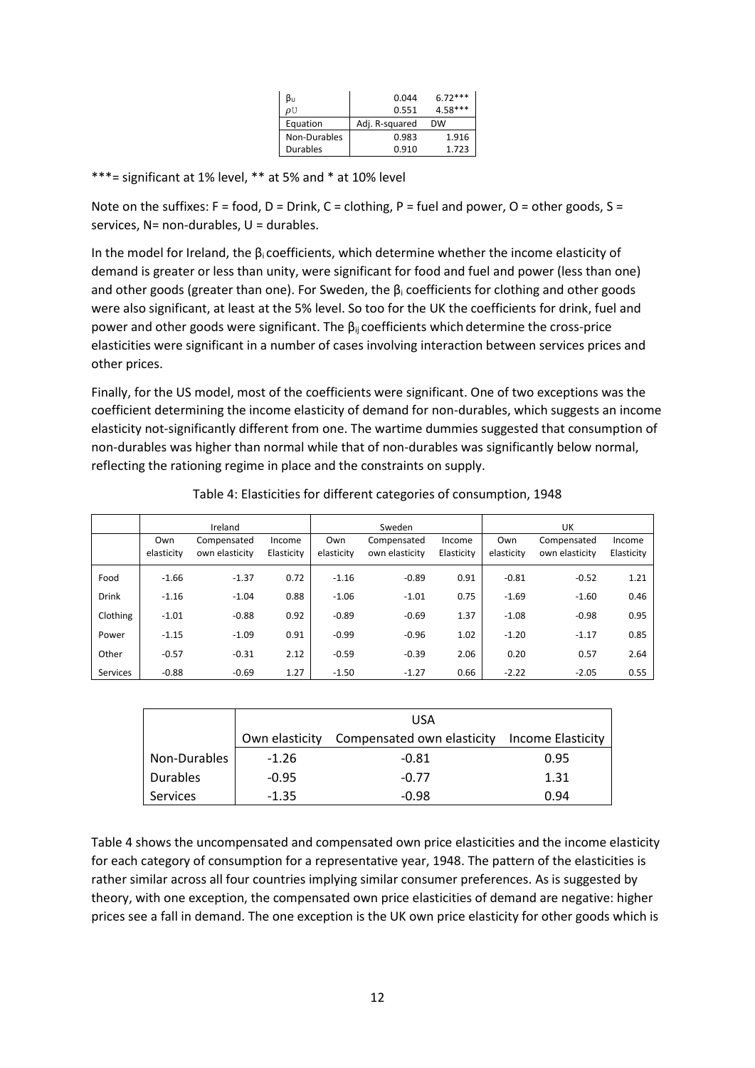| $\beta_U$ | 0.044 | 6.72*** |
|---|---|---|
| $\rho U$ | 0.551 | 4.58*** |
| Equation | Adj. R-squared | DW |
| Non-Durables | 0.983 | 1.916 |
| Durables | 0.910 | 1.723 |

***= significant at 1% level, ** at 5% and * at 10% level

Note on the suffixes: F = food, D = Drink, C = clothing, P = fuel and power, O = other goods, S = services, N= non-durables, U = durables.

In the model for Ireland, the $\beta_i$ coefficients, which determine whether the income elasticity of demand is greater or less than unity, were significant for food and fuel and power (less than one) and other goods (greater than one). For Sweden, the $\beta_i$ coefficients for clothing and other goods were also significant, at least at the 5% level. So too for the UK the coefficients for drink, fuel and power and other goods were significant. The $\beta_{ij}$ coefficients which determine the cross-price elasticities were significant in a number of cases involving interaction between services prices and other prices.

Finally, for the US model, most of the coefficients were significant. One of two exceptions was the coefficient determining the income elasticity of demand for non-durables, which suggests an income elasticity not-significantly different from one. The wartime dummies suggested that consumption of non-durables was higher than normal while that of non-durables was significantly below normal, reflecting the rationing regime in place and the constraints on supply.

Table 4: Elasticities for different categories of consumption, 1948

| | Ireland | | | Sweden | | | UK | | |
|---|---|---|---|---|---|---|---|---|---|
| | Own elasticity | Compensated own elasticity | Income Elasticity | Own elasticity | Compensated own elasticity | Income Elasticity | Own elasticity | Compensated own elasticity | Income Elasticity |
| Food | -1.66 | -1.37 | 0.72 | -1.16 | -0.89 | 0.91 | -0.81 | -0.52 | 1.21 |
| Drink | -1.16 | -1.04 | 0.88 | -1.06 | -1.01 | 0.75 | -1.69 | -1.60 | 0.46 |
| Clothing | -1.01 | -0.88 | 0.92 | -0.89 | -0.69 | 1.37 | -1.08 | -0.98 | 0.95 |
| Power | -1.15 | -1.09 | 0.91 | -0.99 | -0.96 | 1.02 | -1.20 | -1.17 | 0.85 |
| Other | -0.57 | -0.31 | 2.12 | -0.59 | -0.39 | 2.06 | 0.20 | 0.57 | 2.64 |
| Services | -0.88 | -0.69 | 1.27 | -1.50 | -1.27 | 0.66 | -2.22 | -2.05 | 0.55 |

| | USA | | |
|---|---|---|---|
| | Own elasticity | Compensated own elasticity | Income Elasticity |
| Non-Durables | -1.26 | -0.81 | 0.95 |
| Durables | -0.95 | -0.77 | 1.31 |
| Services | -1.35 | -0.98 | 0.94 |

Table 4 shows the uncompensated and compensated own price elasticities and the income elasticity for each category of consumption for a representative year, 1948. The pattern of the elasticities is rather similar across all four countries implying similar consumer preferences. As is suggested by theory, with one exception, the compensated own price elasticities of demand are negative: higher prices see a fall in demand. The one exception is the UK own price elasticity for other goods which is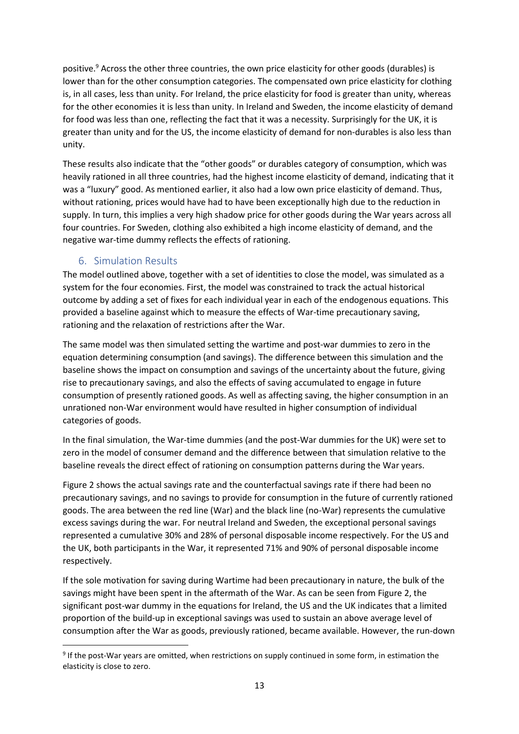positive.[9] Across the other three countries, the own price elasticity for other goods (durables) is lower than for the other consumption categories. The compensated own price elasticity for clothing is, in all cases, less than unity. For Ireland, the price elasticity for food is greater than unity, whereas for the other economies it is less than unity. In Ireland and Sweden, the income elasticity of demand for food was less than one, reflecting the fact that it was a necessity. Surprisingly for the UK, it is greater than unity and for the US, the income elasticity of demand for non-durables is also less than unity.

These results also indicate that the "other goods" or durables category of consumption, which was heavily rationed in all three countries, had the highest income elasticity of demand, indicating that it was a "luxury" good. As mentioned earlier, it also had a low own price elasticity of demand. Thus, without rationing, prices would have had to have been exceptionally high due to the reduction in supply. In turn, this implies a very high shadow price for other goods during the War years across all four countries. For Sweden, clothing also exhibited a high income elasticity of demand, and the negative war-time dummy reflects the effects of rationing.

## 6. Simulation Results

The model outlined above, together with a set of identities to close the model, was simulated as a system for the four economies. First, the model was constrained to track the actual historical outcome by adding a set of fixes for each individual year in each of the endogenous equations. This provided a baseline against which to measure the effects of War-time precautionary saving, rationing and the relaxation of restrictions after the War.

The same model was then simulated setting the wartime and post-war dummies to zero in the equation determining consumption (and savings). The difference between this simulation and the baseline shows the impact on consumption and savings of the uncertainty about the future, giving rise to precautionary savings, and also the effects of saving accumulated to engage in future consumption of presently rationed goods. As well as affecting saving, the higher consumption in an unrationed non-War environment would have resulted in higher consumption of individual categories of goods.

In the final simulation, the War-time dummies (and the post-War dummies for the UK) were set to zero in the model of consumer demand and the difference between that simulation relative to the baseline reveals the direct effect of rationing on consumption patterns during the War years.

Figure 2 shows the actual savings rate and the counterfactual savings rate if there had been no precautionary savings, and no savings to provide for consumption in the future of currently rationed goods. The area between the red line (War) and the black line (no-War) represents the cumulative excess savings during the war. For neutral Ireland and Sweden, the exceptional personal savings represented a cumulative 30% and 28% of personal disposable income respectively. For the US and the UK, both participants in the War, it represented 71% and 90% of personal disposable income respectively.

If the sole motivation for saving during Wartime had been precautionary in nature, the bulk of the savings might have been spent in the aftermath of the War. As can be seen from Figure 2, the significant post-war dummy in the equations for Ireland, the US and the UK indicates that a limited proportion of the build-up in exceptional savings was used to sustain an above average level of consumption after the War as goods, previously rationed, became available. However, the run-down

[9] If the post-War years are omitted, when restrictions on supply continued in some form, in estimation the elasticity is close to zero.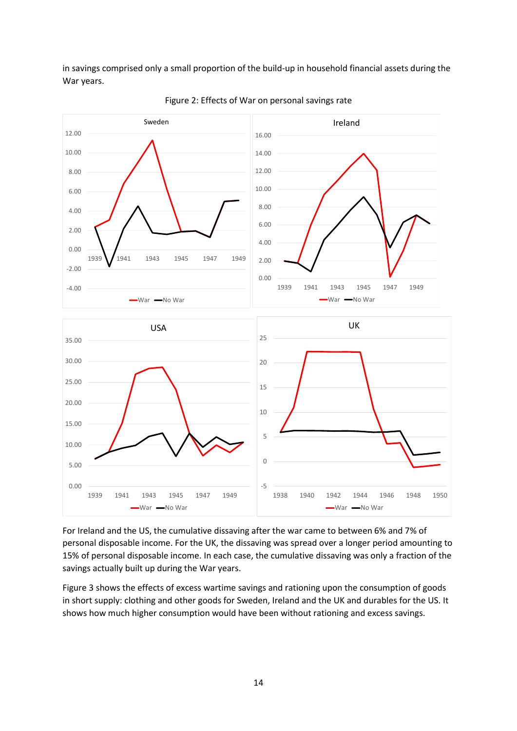in savings comprised only a small proportion of the build-up in household financial assets during the War years.

Figure 2: Effects of War on personal savings rate

For Ireland and the US, the cumulative dissaving after the war came to between 6% and 7% of personal disposable income. For the UK, the dissaving was spread over a longer period amounting to 15% of personal disposable income. In each case, the cumulative dissaving was only a fraction of the savings actually built up during the War years.

Figure 3 shows the effects of excess wartime savings and rationing upon the consumption of goods in short supply: clothing and other goods for Sweden, Ireland and the UK and durables for the US. It shows how much higher consumption would have been without rationing and excess savings.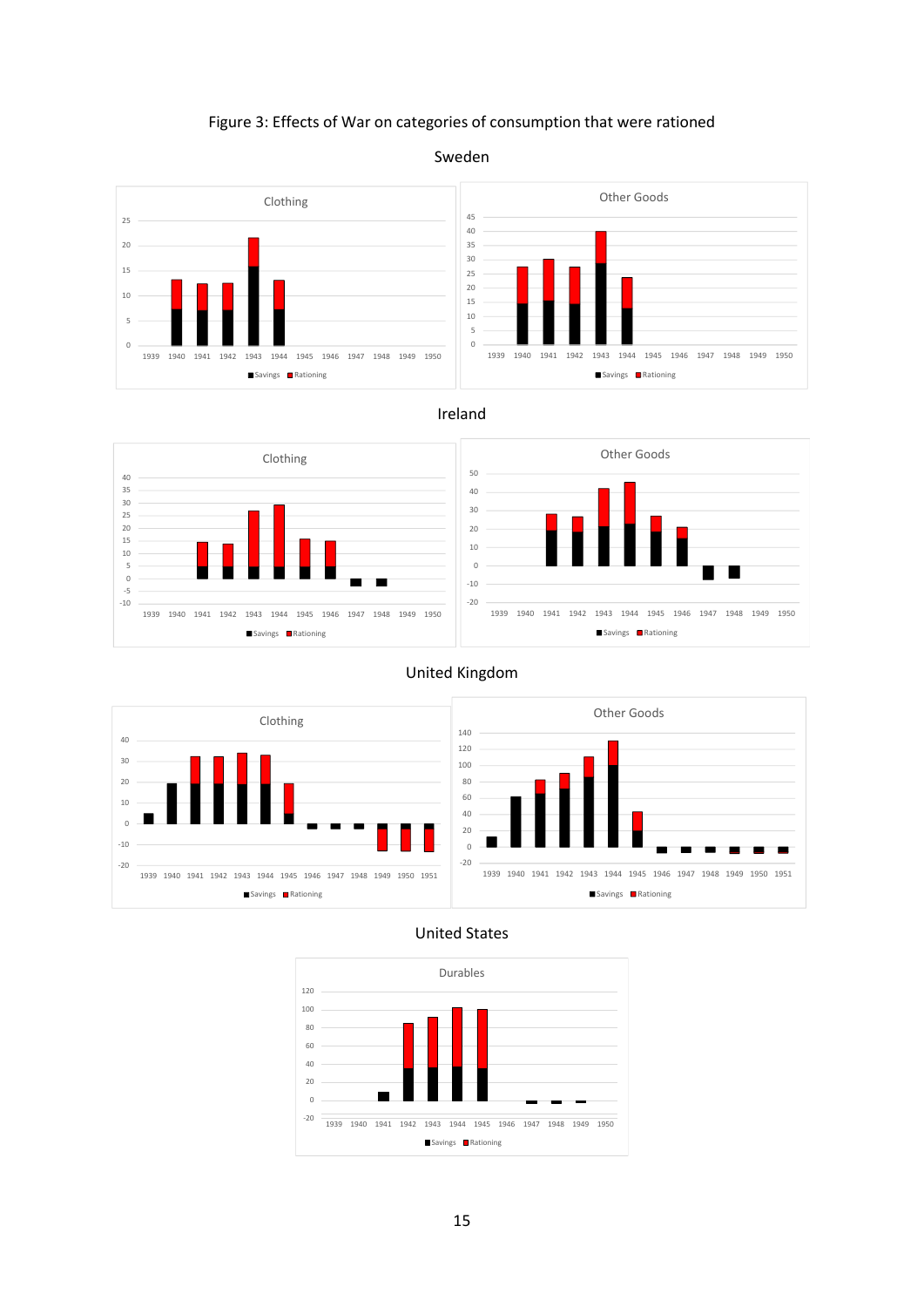Figure 3: Effects of War on categories of consumption that were rationed

Sweden

Ireland

United Kingdom

United States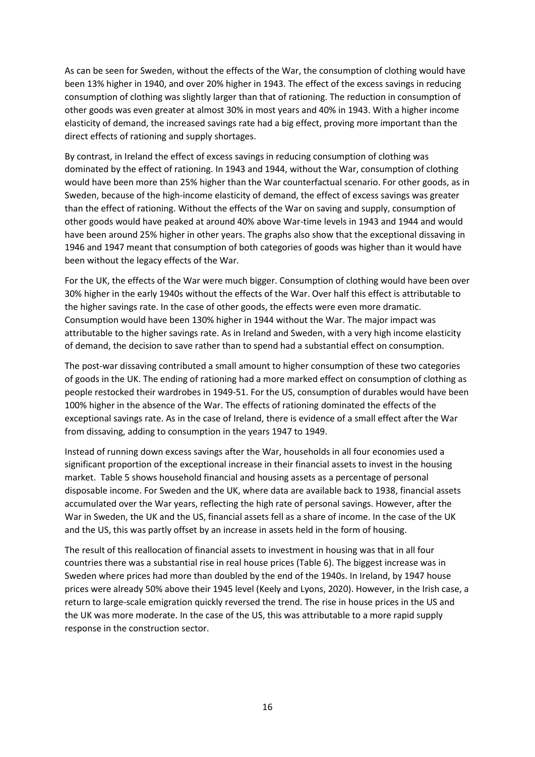As can be seen for Sweden, without the effects of the War, the consumption of clothing would have been 13% higher in 1940, and over 20% higher in 1943. The effect of the excess savings in reducing consumption of clothing was slightly larger than that of rationing. The reduction in consumption of other goods was even greater at almost 30% in most years and 40% in 1943. With a higher income elasticity of demand, the increased savings rate had a big effect, proving more important than the direct effects of rationing and supply shortages.

By contrast, in Ireland the effect of excess savings in reducing consumption of clothing was dominated by the effect of rationing. In 1943 and 1944, without the War, consumption of clothing would have been more than 25% higher than the War counterfactual scenario. For other goods, as in Sweden, because of the high-income elasticity of demand, the effect of excess savings was greater than the effect of rationing. Without the effects of the War on saving and supply, consumption of other goods would have peaked at around 40% above War-time levels in 1943 and 1944 and would have been around 25% higher in other years. The graphs also show that the exceptional dissaving in 1946 and 1947 meant that consumption of both categories of goods was higher than it would have been without the legacy effects of the War.

For the UK, the effects of the War were much bigger. Consumption of clothing would have been over 30% higher in the early 1940s without the effects of the War. Over half this effect is attributable to the higher savings rate. In the case of other goods, the effects were even more dramatic. Consumption would have been 130% higher in 1944 without the War. The major impact was attributable to the higher savings rate. As in Ireland and Sweden, with a very high income elasticity of demand, the decision to save rather than to spend had a substantial effect on consumption.

The post-war dissaving contributed a small amount to higher consumption of these two categories of goods in the UK. The ending of rationing had a more marked effect on consumption of clothing as people restocked their wardrobes in 1949-51. For the US, consumption of durables would have been 100% higher in the absence of the War. The effects of rationing dominated the effects of the exceptional savings rate. As in the case of Ireland, there is evidence of a small effect after the War from dissaving, adding to consumption in the years 1947 to 1949.

Instead of running down excess savings after the War, households in all four economies used a significant proportion of the exceptional increase in their financial assets to invest in the housing market. Table 5 shows household financial and housing assets as a percentage of personal disposable income. For Sweden and the UK, where data are available back to 1938, financial assets accumulated over the War years, reflecting the high rate of personal savings. However, after the War in Sweden, the UK and the US, financial assets fell as a share of income. In the case of the UK and the US, this was partly offset by an increase in assets held in the form of housing.

The result of this reallocation of financial assets to investment in housing was that in all four countries there was a substantial rise in real house prices (Table 6). The biggest increase was in Sweden where prices had more than doubled by the end of the 1940s. In Ireland, by 1947 house prices were already 50% above their 1945 level (Keely and Lyons, 2020). However, in the Irish case, a return to large-scale emigration quickly reversed the trend. The rise in house prices in the US and the UK was more moderate. In the case of the US, this was attributable to a more rapid supply response in the construction sector.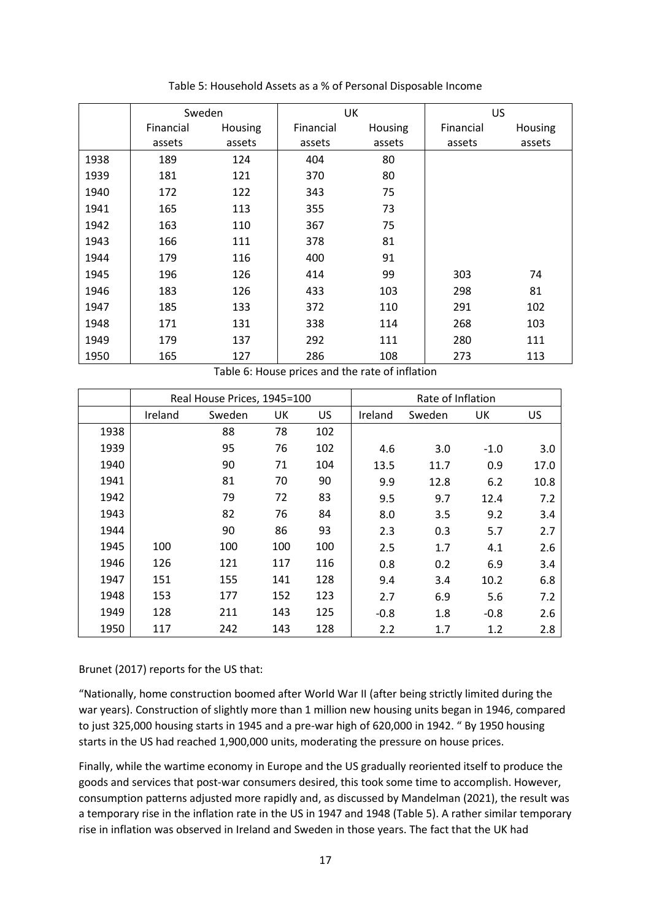Table 5: Household Assets as a % of Personal Disposable Income

| | Sweden | | UK | | US | |
|---|---|---|---|---|---|---|
| | Financial assets | Housing assets | Financial assets | Housing assets | Financial assets | Housing assets |
| 1938 | 189 | 124 | 404 | 80 | | |
| 1939 | 181 | 121 | 370 | 80 | | |
| 1940 | 172 | 122 | 343 | 75 | | |
| 1941 | 165 | 113 | 355 | 73 | | |
| 1942 | 163 | 110 | 367 | 75 | | |
| 1943 | 166 | 111 | 378 | 81 | | |
| 1944 | 179 | 116 | 400 | 91 | | |
| 1945 | 196 | 126 | 414 | 99 | 303 | 74 |
| 1946 | 183 | 126 | 433 | 103 | 298 | 81 |
| 1947 | 185 | 133 | 372 | 110 | 291 | 102 |
| 1948 | 171 | 131 | 338 | 114 | 268 | 103 |
| 1949 | 179 | 137 | 292 | 111 | 280 | 111 |
| 1950 | 165 | 127 | 286 | 108 | 273 | 113 |

Table 6: House prices and the rate of inflation

| | Real House Prices, 1945=100 | | | | Rate of Inflation | | | |
|---|---|---|---|---|---|---|---|---|
| | Ireland | Sweden | UK | US | Ireland | Sweden | UK | US |
| 1938 | | 88 | 78 | 102 | | | | |
| 1939 | | 95 | 76 | 102 | 4.6 | 3.0 | -1.0 | 3.0 |
| 1940 | | 90 | 71 | 104 | 13.5 | 11.7 | 0.9 | 17.0 |
| 1941 | | 81 | 70 | 90 | 9.9 | 12.8 | 6.2 | 10.8 |
| 1942 | | 79 | 72 | 83 | 9.5 | 9.7 | 12.4 | 7.2 |
| 1943 | | 82 | 76 | 84 | 8.0 | 3.5 | 9.2 | 3.4 |
| 1944 | | 90 | 86 | 93 | 2.3 | 0.3 | 5.7 | 2.7 |
| 1945 | 100 | 100 | 100 | 100 | 2.5 | 1.7 | 4.1 | 2.6 |
| 1946 | 126 | 121 | 117 | 116 | 0.8 | 0.2 | 6.9 | 3.4 |
| 1947 | 151 | 155 | 141 | 128 | 9.4 | 3.4 | 10.2 | 6.8 |
| 1948 | 153 | 177 | 152 | 123 | 2.7 | 6.9 | 5.6 | 7.2 |
| 1949 | 128 | 211 | 143 | 125 | -0.8 | 1.8 | -0.8 | 2.6 |
| 1950 | 117 | 242 | 143 | 128 | 2.2 | 1.7 | 1.2 | 2.8 |

Brunet (2017) reports for the US that:

"Nationally, home construction boomed after World War II (after being strictly limited during the war years). Construction of slightly more than 1 million new housing units began in 1946, compared to just 325,000 housing starts in 1945 and a pre-war high of 620,000 in 1942. " By 1950 housing starts in the US had reached 1,900,000 units, moderating the pressure on house prices.

Finally, while the wartime economy in Europe and the US gradually reoriented itself to produce the goods and services that post-war consumers desired, this took some time to accomplish. However, consumption patterns adjusted more rapidly and, as discussed by Mandelman (2021), the result was a temporary rise in the inflation rate in the US in 1947 and 1948 (Table 5). A rather similar temporary rise in inflation was observed in Ireland and Sweden in those years. The fact that the UK had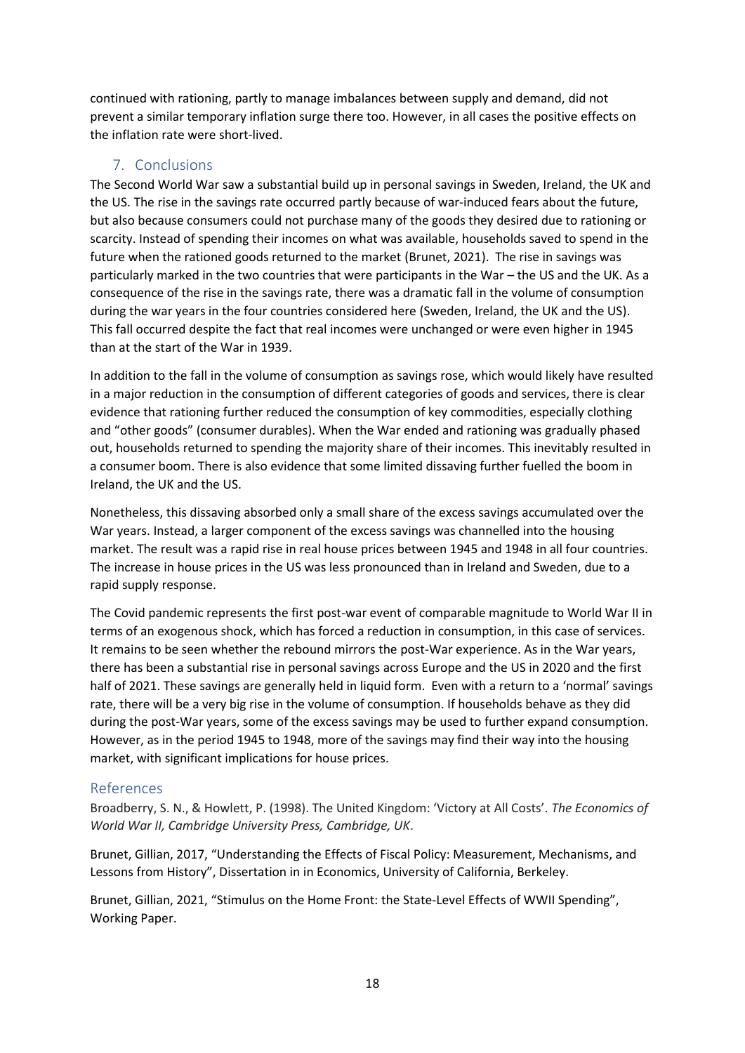continued with rationing, partly to manage imbalances between supply and demand, did not prevent a similar temporary inflation surge there too. However, in all cases the positive effects on the inflation rate were short-lived.

## 7. Conclusions

The Second World War saw a substantial build up in personal savings in Sweden, Ireland, the UK and the US. The rise in the savings rate occurred partly because of war-induced fears about the future, but also because consumers could not purchase many of the goods they desired due to rationing or scarcity. Instead of spending their incomes on what was available, households saved to spend in the future when the rationed goods returned to the market (Brunet, 2021). The rise in savings was particularly marked in the two countries that were participants in the War – the US and the UK. As a consequence of the rise in the savings rate, there was a dramatic fall in the volume of consumption during the war years in the four countries considered here (Sweden, Ireland, the UK and the US). This fall occurred despite the fact that real incomes were unchanged or were even higher in 1945 than at the start of the War in 1939.

In addition to the fall in the volume of consumption as savings rose, which would likely have resulted in a major reduction in the consumption of different categories of goods and services, there is clear evidence that rationing further reduced the consumption of key commodities, especially clothing and "other goods" (consumer durables). When the War ended and rationing was gradually phased out, households returned to spending the majority share of their incomes. This inevitably resulted in a consumer boom. There is also evidence that some limited dissaving further fuelled the boom in Ireland, the UK and the US.

Nonetheless, this dissaving absorbed only a small share of the excess savings accumulated over the War years. Instead, a larger component of the excess savings was channelled into the housing market. The result was a rapid rise in real house prices between 1945 and 1948 in all four countries. The increase in house prices in the US was less pronounced than in Ireland and Sweden, due to a rapid supply response.

The Covid pandemic represents the first post-war event of comparable magnitude to World War II in terms of an exogenous shock, which has forced a reduction in consumption, in this case of services. It remains to be seen whether the rebound mirrors the post-War experience. As in the War years, there has been a substantial rise in personal savings across Europe and the US in 2020 and the first half of 2021. These savings are generally held in liquid form. Even with a return to a 'normal' savings rate, there will be a very big rise in the volume of consumption. If households behave as they did during the post-War years, some of the excess savings may be used to further expand consumption. However, as in the period 1945 to 1948, more of the savings may find their way into the housing market, with significant implications for house prices.

## References

Broadberry, S. N., & Howlett, P. (1998). The United Kingdom: 'Victory at All Costs'. *The Economics of World War II, Cambridge University Press, Cambridge, UK*.

Brunet, Gillian, 2017, "Understanding the Effects of Fiscal Policy: Measurement, Mechanisms, and Lessons from History", Dissertation in in Economics, University of California, Berkeley.

Brunet, Gillian, 2021, "Stimulus on the Home Front: the State-Level Effects of WWII Spending", Working Paper.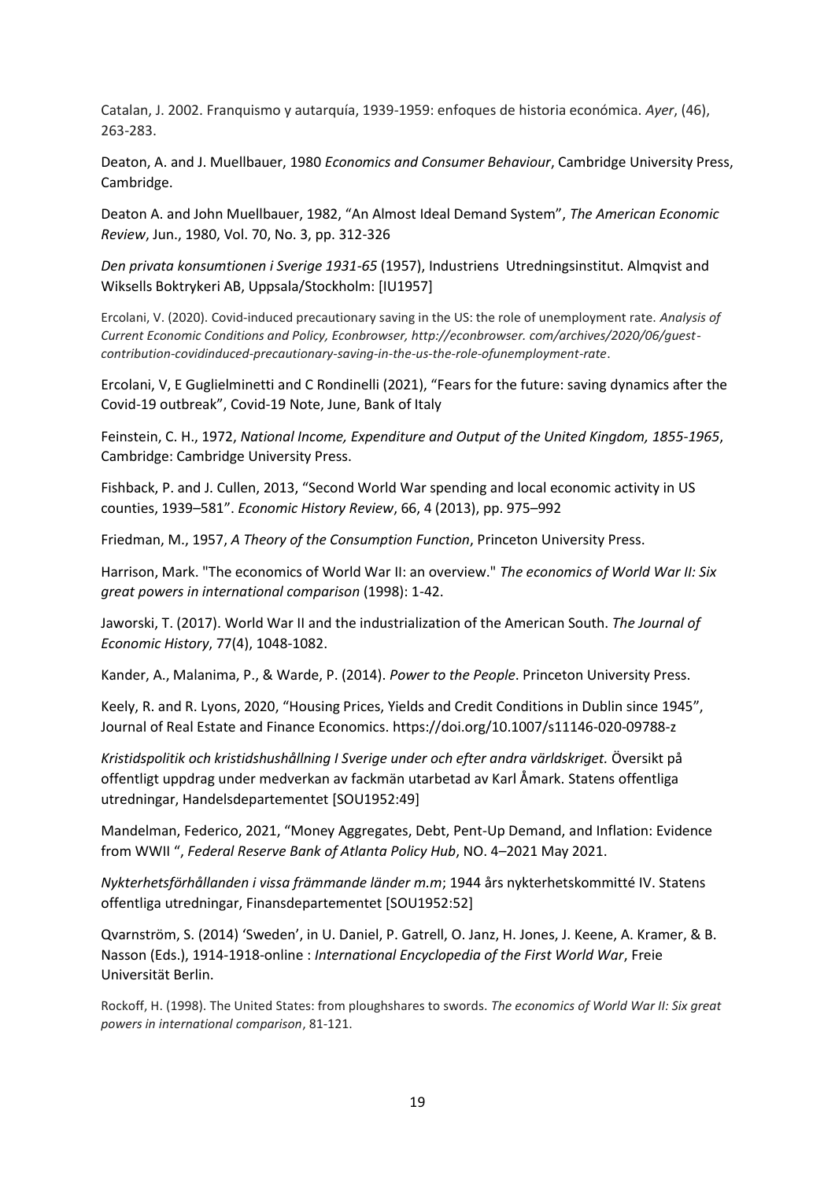Catalan, J. 2002. Franquismo y autarquía, 1939-1959: enfoques de historia económica. *Ayer*, (46), 263-283.

Deaton, A. and J. Muellbauer, 1980 *Economics and Consumer Behaviour*, Cambridge University Press, Cambridge.

Deaton A. and John Muellbauer, 1982, "An Almost Ideal Demand System", *The American Economic Review*, Jun., 1980, Vol. 70, No. 3, pp. 312-326

*Den privata konsumtionen i Sverige 1931-65* (1957), Industriens Utredningsinstitut. Almqvist and Wiksells Boktrykeri AB, Uppsala/Stockholm: [IU1957]

Ercolani, V. (2020). Covid-induced precautionary saving in the US: the role of unemployment rate. *Analysis of Current Economic Conditions and Policy, Econbrowser, http://econbrowser. com/archives/2020/06/guest-contribution-covidinduced-precautionary-saving-in-the-us-the-role-ofunemployment-rate*.

Ercolani, V, E Guglielminetti and C Rondinelli (2021), "Fears for the future: saving dynamics after the Covid-19 outbreak", Covid-19 Note, June, Bank of Italy

Feinstein, C. H., 1972, *National Income, Expenditure and Output of the United Kingdom, 1855-1965*, Cambridge: Cambridge University Press.

Fishback, P. and J. Cullen, 2013, "Second World War spending and local economic activity in US counties, 1939–581". *Economic History Review*, 66, 4 (2013), pp. 975–992

Friedman, M., 1957, *A Theory of the Consumption Function*, Princeton University Press.

Harrison, Mark. "The economics of World War II: an overview." *The economics of World War II: Six great powers in international comparison* (1998): 1-42.

Jaworski, T. (2017). World War II and the industrialization of the American South. *The Journal of Economic History*, 77(4), 1048-1082.

Kander, A., Malanima, P., & Warde, P. (2014). *Power to the People*. Princeton University Press.

Keely, R. and R. Lyons, 2020, "Housing Prices, Yields and Credit Conditions in Dublin since 1945", Journal of Real Estate and Finance Economics. https://doi.org/10.1007/s11146-020-09788-z

*Kristidspolitik och kristidshushållning I Sverige under och efter andra världskriget.* Översikt på offentligt uppdrag under medverkan av fackmän utarbetad av Karl Åmark. Statens offentliga utredningar, Handelsdepartementet [SOU1952:49]

Mandelman, Federico, 2021, "Money Aggregates, Debt, Pent-Up Demand, and Inflation: Evidence from WWII ", *Federal Reserve Bank of Atlanta Policy Hub*, NO. 4–2021 May 2021.

*Nykterhetsförhållanden i vissa främmande länder m.m*; 1944 års nykterhetskommitté IV. Statens offentliga utredningar, Finansdepartementet [SOU1952:52]

Qvarnström, S. (2014) 'Sweden', in U. Daniel, P. Gatrell, O. Janz, H. Jones, J. Keene, A. Kramer, & B. Nasson (Eds.), 1914-1918-online : *International Encyclopedia of the First World War*, Freie Universität Berlin.

Rockoff, H. (1998). The United States: from ploughshares to swords. *The economics of World War II: Six great powers in international comparison*, 81-121.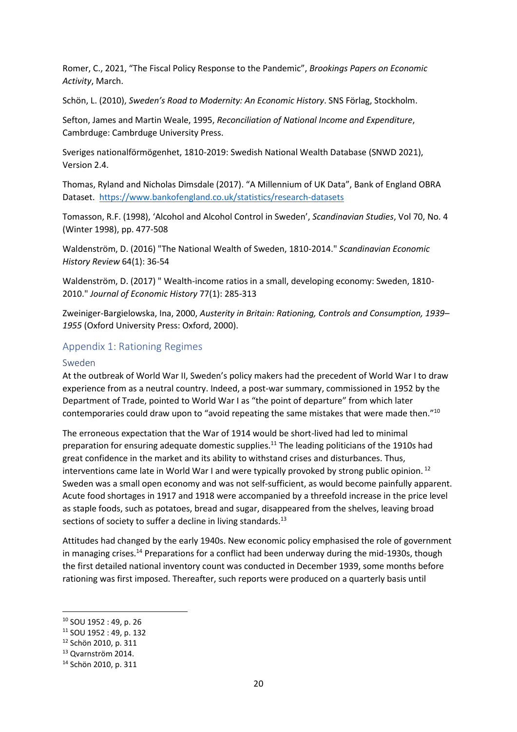Romer, C., 2021, "The Fiscal Policy Response to the Pandemic", *Brookings Papers on Economic Activity*, March.

Schön, L. (2010), *Sweden's Road to Modernity: An Economic History*. SNS Förlag, Stockholm.

Sefton, James and Martin Weale, 1995, *Reconciliation of National Income and Expenditure*, Cambrduge: Cambrduge University Press.

Sveriges nationalförmögenhet, 1810-2019: Swedish National Wealth Database (SNWD 2021), Version 2.4.

Thomas, Ryland and Nicholas Dimsdale (2017). "A Millennium of UK Data", Bank of England OBRA Dataset. https://www.bankofengland.co.uk/statistics/research-datasets

Tomasson, R.F. (1998), 'Alcohol and Alcohol Control in Sweden', *Scandinavian Studies*, Vol 70, No. 4 (Winter 1998), pp. 477-508

Waldenström, D. (2016) "The National Wealth of Sweden, 1810-2014." *Scandinavian Economic History Review* 64(1): 36-54

Waldenström, D. (2017) " Wealth-income ratios in a small, developing economy: Sweden, 1810-2010." *Journal of Economic History* 77(1): 285-313

Zweiniger-Bargielowska, Ina, 2000, *Austerity in Britain: Rationing, Controls and Consumption, 1939–1955* (Oxford University Press: Oxford, 2000).

## Appendix 1: Rationing Regimes

### Sweden

At the outbreak of World War II, Sweden's policy makers had the precedent of World War I to draw experience from as a neutral country. Indeed, a post-war summary, commissioned in 1952 by the Department of Trade, pointed to World War I as "the point of departure" from which later contemporaries could draw upon to "avoid repeating the same mistakes that were made then."[10]

The erroneous expectation that the War of 1914 would be short-lived had led to minimal preparation for ensuring adequate domestic supplies.[11] The leading politicians of the 1910s had great confidence in the market and its ability to withstand crises and disturbances. Thus, interventions came late in World War I and were typically provoked by strong public opinion.[12] Sweden was a small open economy and was not self-sufficient, as would become painfully apparent. Acute food shortages in 1917 and 1918 were accompanied by a threefold increase in the price level as staple foods, such as potatoes, bread and sugar, disappeared from the shelves, leaving broad sections of society to suffer a decline in living standards.[13]

Attitudes had changed by the early 1940s. New economic policy emphasised the role of government in managing crises.[14] Preparations for a conflict had been underway during the mid-1930s, though the first detailed national inventory count was conducted in December 1939, some months before rationing was first imposed. Thereafter, such reports were produced on a quarterly basis until

[10] SOU 1952 : 49, p. 26

[11] SOU 1952 : 49, p. 132

[12] Schön 2010, p. 311

[13] Qvarnström 2014.

[14] Schön 2010, p. 311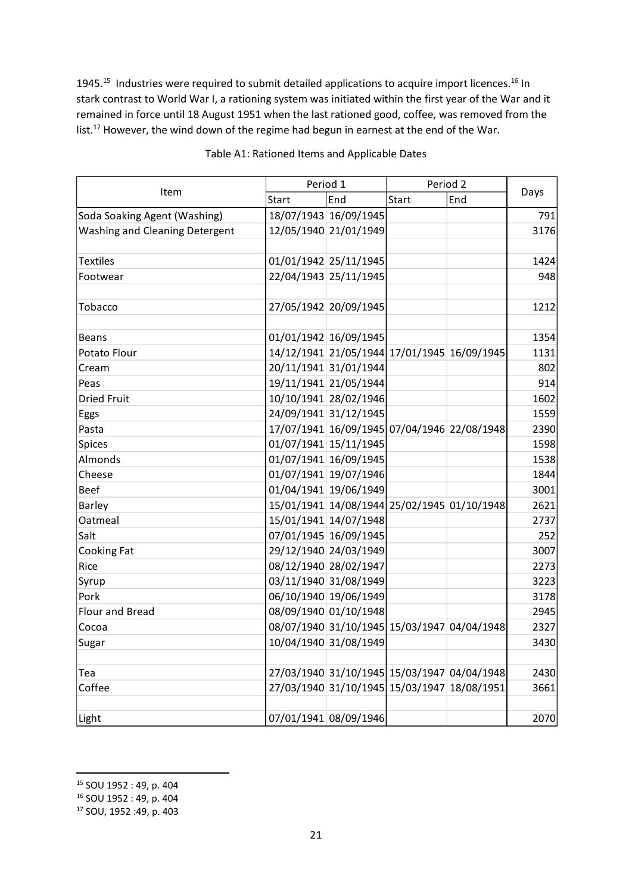1945.[15] Industries were required to submit detailed applications to acquire import licences.[16] In stark contrast to World War I, a rationing system was initiated within the first year of the War and it remained in force until 18 August 1951 when the last rationed good, coffee, was removed from the list.[17] However, the wind down of the regime had begun in earnest at the end of the War.

Table A1: Rationed Items and Applicable Dates

| Item | Period 1 | | Period 2 | | Days |
|---|---|---|---|---|---|
| | Start | End | Start | End | |
| Soda Soaking Agent (Washing) | 18/07/1943 | 16/09/1945 | | | 791 |
| Washing and Cleaning Detergent | 12/05/1940 | 21/01/1949 | | | 3176 |
| | | | | | |
| Textiles | 01/01/1942 | 25/11/1945 | | | 1424 |
| Footwear | 22/04/1943 | 25/11/1945 | | | 948 |
| | | | | | |
| Tobacco | 27/05/1942 | 20/09/1945 | | | 1212 |
| | | | | | |
| Beans | 01/01/1942 | 16/09/1945 | | | 1354 |
| Potato Flour | 14/12/1941 | 21/05/1944 | 17/01/1945 | 16/09/1945 | 1131 |
| Cream | 20/11/1941 | 31/01/1944 | | | 802 |
| Peas | 19/11/1941 | 21/05/1944 | | | 914 |
| Dried Fruit | 10/10/1941 | 28/02/1946 | | | 1602 |
| Eggs | 24/09/1941 | 31/12/1945 | | | 1559 |
| Pasta | 17/07/1941 | 16/09/1945 | 07/04/1946 | 22/08/1948 | 2390 |
| Spices | 01/07/1941 | 15/11/1945 | | | 1598 |
| Almonds | 01/07/1941 | 16/09/1945 | | | 1538 |
| Cheese | 01/07/1941 | 19/07/1946 | | | 1844 |
| Beef | 01/04/1941 | 19/06/1949 | | | 3001 |
| Barley | 15/01/1941 | 14/08/1944 | 25/02/1945 | 01/10/1948 | 2621 |
| Oatmeal | 15/01/1941 | 14/07/1948 | | | 2737 |
| Salt | 07/01/1945 | 16/09/1945 | | | 252 |
| Cooking Fat | 29/12/1940 | 24/03/1949 | | | 3007 |
| Rice | 08/12/1940 | 28/02/1947 | | | 2273 |
| Syrup | 03/11/1940 | 31/08/1949 | | | 3223 |
| Pork | 06/10/1940 | 19/06/1949 | | | 3178 |
| Flour and Bread | 08/09/1940 | 01/10/1948 | | | 2945 |
| Cocoa | 08/07/1940 | 31/10/1945 | 15/03/1947 | 04/04/1948 | 2327 |
| Sugar | 10/04/1940 | 31/08/1949 | | | 3430 |
| | | | | | |
| Tea | 27/03/1940 | 31/10/1945 | 15/03/1947 | 04/04/1948 | 2430 |
| Coffee | 27/03/1940 | 31/10/1945 | 15/03/1947 | 18/08/1951 | 3661 |
| | | | | | |
| Light | 07/01/1941 | 08/09/1946 | | | 2070 |

[15] SOU 1952 : 49, p. 404

[16] SOU 1952 : 49, p. 404

[17] SOU, 1952 :49, p. 403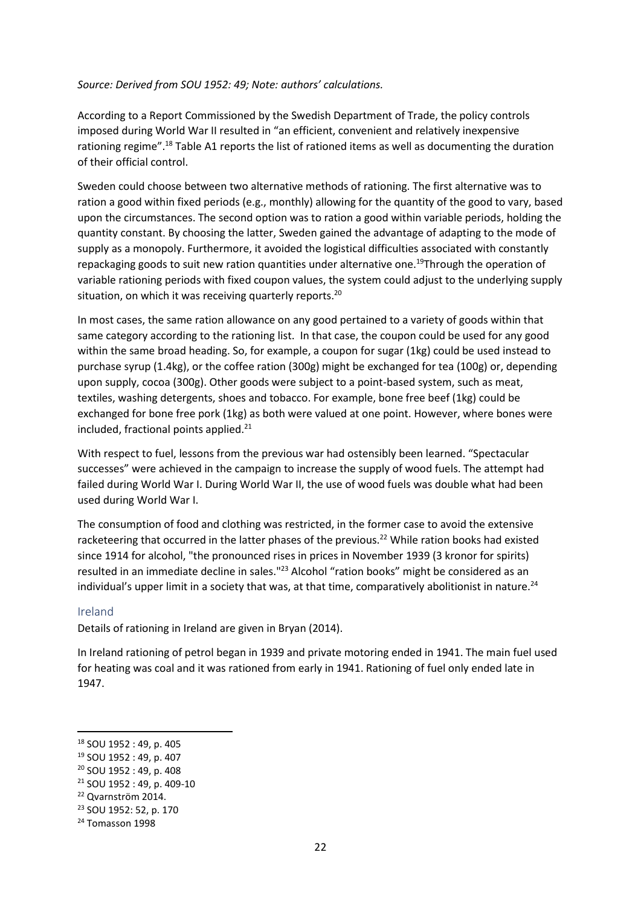*Source: Derived from SOU 1952: 49; Note: authors' calculations.*

According to a Report Commissioned by the Swedish Department of Trade, the policy controls imposed during World War II resulted in "an efficient, convenient and relatively inexpensive rationing regime".[18] Table A1 reports the list of rationed items as well as documenting the duration of their official control.

Sweden could choose between two alternative methods of rationing. The first alternative was to ration a good within fixed periods (e.g., monthly) allowing for the quantity of the good to vary, based upon the circumstances. The second option was to ration a good within variable periods, holding the quantity constant. By choosing the latter, Sweden gained the advantage of adapting to the mode of supply as a monopoly. Furthermore, it avoided the logistical difficulties associated with constantly repackaging goods to suit new ration quantities under alternative one.[19]Through the operation of variable rationing periods with fixed coupon values, the system could adjust to the underlying supply situation, on which it was receiving quarterly reports.[20]

In most cases, the same ration allowance on any good pertained to a variety of goods within that same category according to the rationing list. In that case, the coupon could be used for any good within the same broad heading. So, for example, a coupon for sugar (1kg) could be used instead to purchase syrup (1.4kg), or the coffee ration (300g) might be exchanged for tea (100g) or, depending upon supply, cocoa (300g). Other goods were subject to a point-based system, such as meat, textiles, washing detergents, shoes and tobacco. For example, bone free beef (1kg) could be exchanged for bone free pork (1kg) as both were valued at one point. However, where bones were included, fractional points applied.[21]

With respect to fuel, lessons from the previous war had ostensibly been learned. "Spectacular successes" were achieved in the campaign to increase the supply of wood fuels. The attempt had failed during World War I. During World War II, the use of wood fuels was double what had been used during World War I.

The consumption of food and clothing was restricted, in the former case to avoid the extensive racketeering that occurred in the latter phases of the previous.[22] While ration books had existed since 1914 for alcohol, "the pronounced rises in prices in November 1939 (3 kronor for spirits) resulted in an immediate decline in sales."[23] Alcohol "ration books" might be considered as an individual's upper limit in a society that was, at that time, comparatively abolitionist in nature.[24]

## Ireland

Details of rationing in Ireland are given in Bryan (2014).

In Ireland rationing of petrol began in 1939 and private motoring ended in 1941. The main fuel used for heating was coal and it was rationed from early in 1941. Rationing of fuel only ended late in 1947.

---

[18] SOU 1952 : 49, p. 405

[19] SOU 1952 : 49, p. 407

[20] SOU 1952 : 49, p. 408

[21] SOU 1952 : 49, p. 409-10

[22] Qvarnström 2014.

[23] SOU 1952: 52, p. 170

[24] Tomasson 1998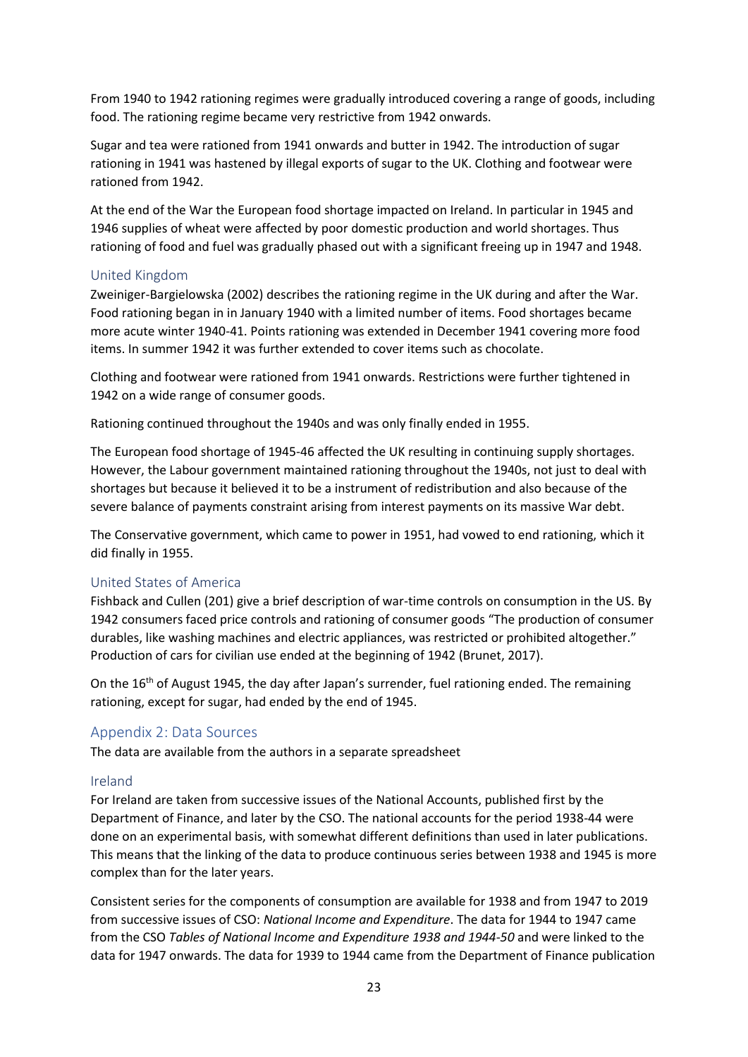From 1940 to 1942 rationing regimes were gradually introduced covering a range of goods, including food. The rationing regime became very restrictive from 1942 onwards.

Sugar and tea were rationed from 1941 onwards and butter in 1942. The introduction of sugar rationing in 1941 was hastened by illegal exports of sugar to the UK. Clothing and footwear were rationed from 1942.

At the end of the War the European food shortage impacted on Ireland. In particular in 1945 and 1946 supplies of wheat were affected by poor domestic production and world shortages. Thus rationing of food and fuel was gradually phased out with a significant freeing up in 1947 and 1948.

### United Kingdom

Zweiniger-Bargielowska (2002) describes the rationing regime in the UK during and after the War. Food rationing began in in January 1940 with a limited number of items. Food shortages became more acute winter 1940-41. Points rationing was extended in December 1941 covering more food items. In summer 1942 it was further extended to cover items such as chocolate.

Clothing and footwear were rationed from 1941 onwards. Restrictions were further tightened in 1942 on a wide range of consumer goods.

Rationing continued throughout the 1940s and was only finally ended in 1955.

The European food shortage of 1945-46 affected the UK resulting in continuing supply shortages. However, the Labour government maintained rationing throughout the 1940s, not just to deal with shortages but because it believed it to be a instrument of redistribution and also because of the severe balance of payments constraint arising from interest payments on its massive War debt.

The Conservative government, which came to power in 1951, had vowed to end rationing, which it did finally in 1955.

### United States of America

Fishback and Cullen (201) give a brief description of war-time controls on consumption in the US. By 1942 consumers faced price controls and rationing of consumer goods "The production of consumer durables, like washing machines and electric appliances, was restricted or prohibited altogether." Production of cars for civilian use ended at the beginning of 1942 (Brunet, 2017).

On the 16th of August 1945, the day after Japan's surrender, fuel rationing ended. The remaining rationing, except for sugar, had ended by the end of 1945.

## Appendix 2: Data Sources

The data are available from the authors in a separate spreadsheet

### Ireland

For Ireland are taken from successive issues of the National Accounts, published first by the Department of Finance, and later by the CSO. The national accounts for the period 1938-44 were done on an experimental basis, with somewhat different definitions than used in later publications. This means that the linking of the data to produce continuous series between 1938 and 1945 is more complex than for the later years.

Consistent series for the components of consumption are available for 1938 and from 1947 to 2019 from successive issues of CSO: *National Income and Expenditure*. The data for 1944 to 1947 came from the CSO *Tables of National Income and Expenditure 1938 and 1944-50* and were linked to the data for 1947 onwards. The data for 1939 to 1944 came from the Department of Finance publication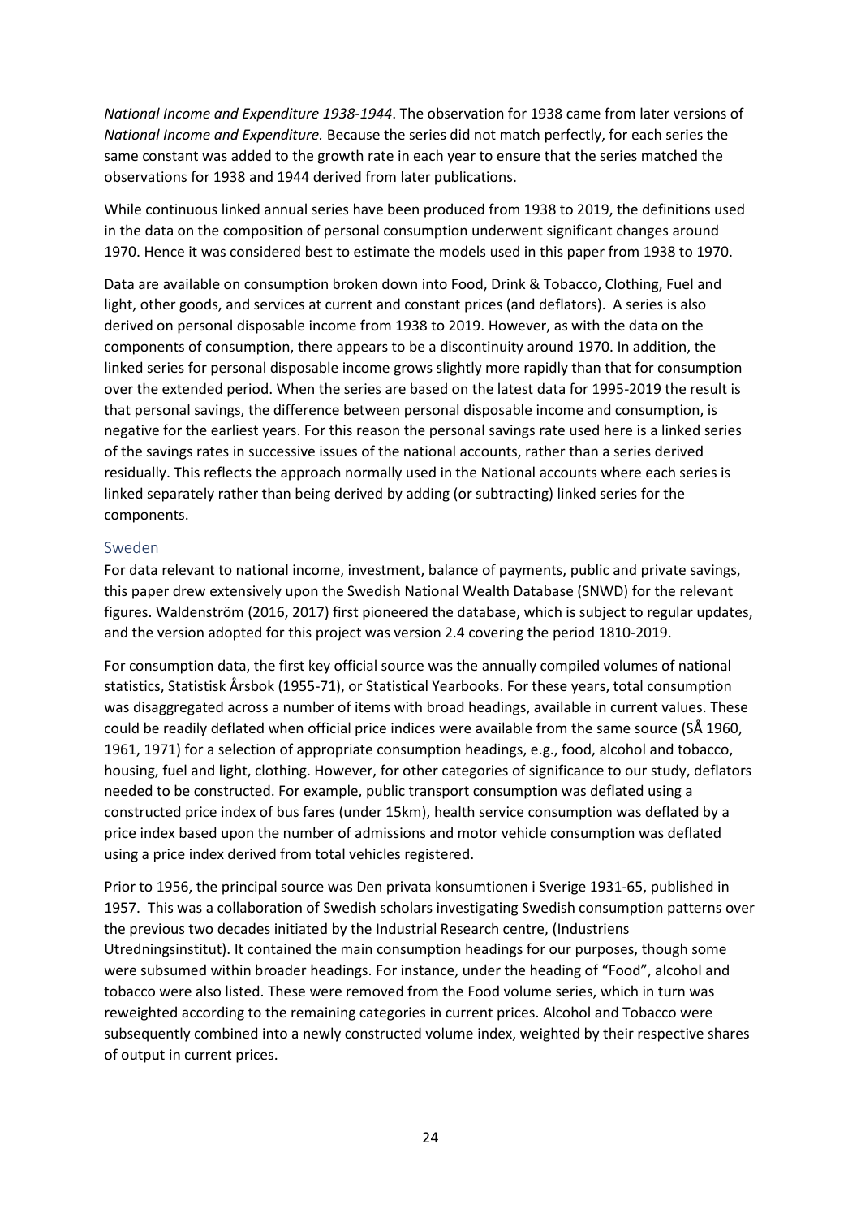*National Income and Expenditure 1938-1944*. The observation for 1938 came from later versions of *National Income and Expenditure.* Because the series did not match perfectly, for each series the same constant was added to the growth rate in each year to ensure that the series matched the observations for 1938 and 1944 derived from later publications.

While continuous linked annual series have been produced from 1938 to 2019, the definitions used in the data on the composition of personal consumption underwent significant changes around 1970. Hence it was considered best to estimate the models used in this paper from 1938 to 1970.

Data are available on consumption broken down into Food, Drink & Tobacco, Clothing, Fuel and light, other goods, and services at current and constant prices (and deflators). A series is also derived on personal disposable income from 1938 to 2019. However, as with the data on the components of consumption, there appears to be a discontinuity around 1970. In addition, the linked series for personal disposable income grows slightly more rapidly than that for consumption over the extended period. When the series are based on the latest data for 1995-2019 the result is that personal savings, the difference between personal disposable income and consumption, is negative for the earliest years. For this reason the personal savings rate used here is a linked series of the savings rates in successive issues of the national accounts, rather than a series derived residually. This reflects the approach normally used in the National accounts where each series is linked separately rather than being derived by adding (or subtracting) linked series for the components.

## Sweden

For data relevant to national income, investment, balance of payments, public and private savings, this paper drew extensively upon the Swedish National Wealth Database (SNWD) for the relevant figures. Waldenström (2016, 2017) first pioneered the database, which is subject to regular updates, and the version adopted for this project was version 2.4 covering the period 1810-2019.

For consumption data, the first key official source was the annually compiled volumes of national statistics, Statistisk Årsbok (1955-71), or Statistical Yearbooks. For these years, total consumption was disaggregated across a number of items with broad headings, available in current values. These could be readily deflated when official price indices were available from the same source (SÅ 1960, 1961, 1971) for a selection of appropriate consumption headings, e.g., food, alcohol and tobacco, housing, fuel and light, clothing. However, for other categories of significance to our study, deflators needed to be constructed. For example, public transport consumption was deflated using a constructed price index of bus fares (under 15km), health service consumption was deflated by a price index based upon the number of admissions and motor vehicle consumption was deflated using a price index derived from total vehicles registered.

Prior to 1956, the principal source was Den privata konsumtionen i Sverige 1931-65, published in 1957. This was a collaboration of Swedish scholars investigating Swedish consumption patterns over the previous two decades initiated by the Industrial Research centre, (Industriens Utredningsinstitut). It contained the main consumption headings for our purposes, though some were subsumed within broader headings. For instance, under the heading of "Food", alcohol and tobacco were also listed. These were removed from the Food volume series, which in turn was reweighted according to the remaining categories in current prices. Alcohol and Tobacco were subsequently combined into a newly constructed volume index, weighted by their respective shares of output in current prices.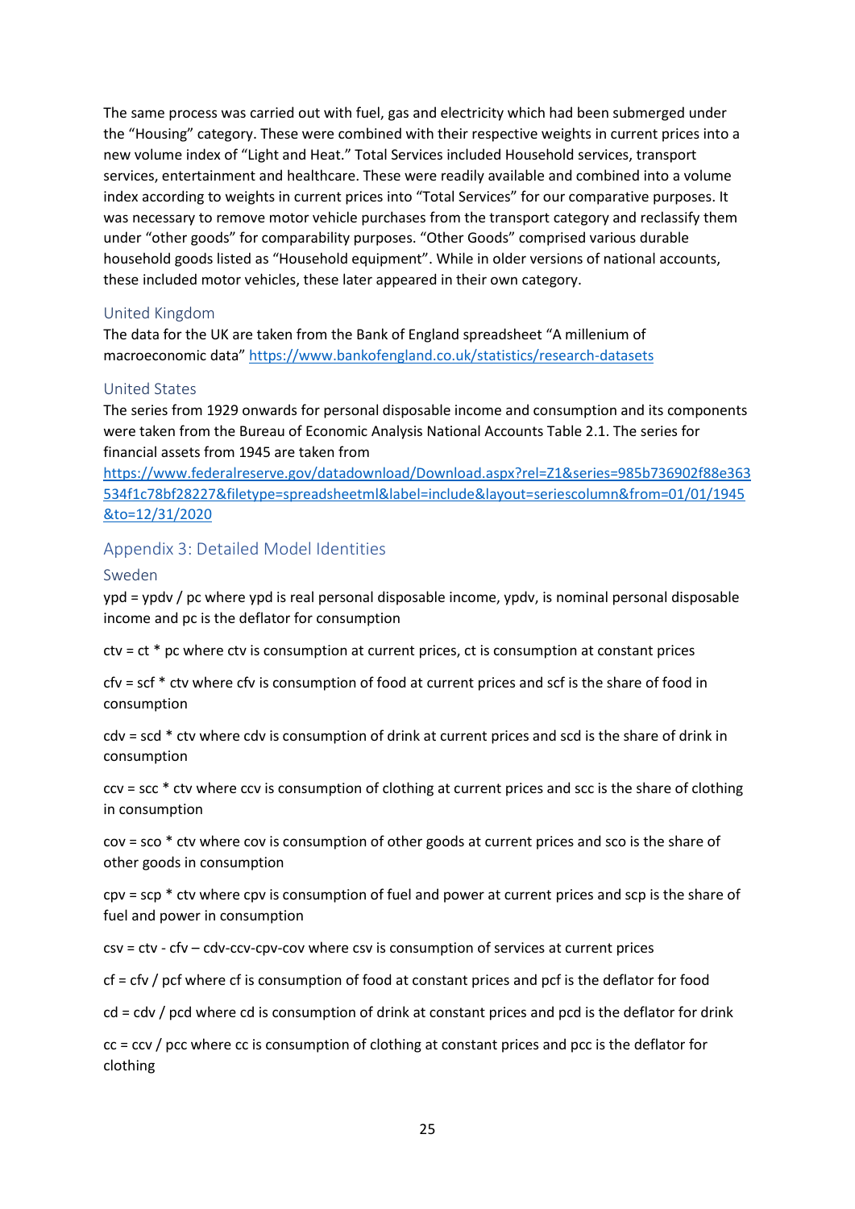The same process was carried out with fuel, gas and electricity which had been submerged under the "Housing" category. These were combined with their respective weights in current prices into a new volume index of "Light and Heat." Total Services included Household services, transport services, entertainment and healthcare. These were readily available and combined into a volume index according to weights in current prices into "Total Services" for our comparative purposes. It was necessary to remove motor vehicle purchases from the transport category and reclassify them under "other goods" for comparability purposes. "Other Goods" comprised various durable household goods listed as "Household equipment". While in older versions of national accounts, these included motor vehicles, these later appeared in their own category.

### United Kingdom

The data for the UK are taken from the Bank of England spreadsheet "A millenium of macroeconomic data" https://www.bankofengland.co.uk/statistics/research-datasets

### United States

The series from 1929 onwards for personal disposable income and consumption and its components were taken from the Bureau of Economic Analysis National Accounts Table 2.1. The series for financial assets from 1945 are taken from https://www.federalreserve.gov/datadownload/Download.aspx?rel=Z1&series=985b736902f88e363534f1c78bf28227&filetype=spreadsheetml&label=include&layout=seriescolumn&from=01/01/1945&to=12/31/2020

## Appendix 3: Detailed Model Identities

### Sweden

ypd = ypdv / pc where ypd is real personal disposable income, ypdv, is nominal personal disposable income and pc is the deflator for consumption

ctv = ct * pc where ctv is consumption at current prices, ct is consumption at constant prices

cfv = scf * ctv where cfv is consumption of food at current prices and scf is the share of food in consumption

cdv = scd * ctv where cdv is consumption of drink at current prices and scd is the share of drink in consumption

ccv = scc * ctv where ccv is consumption of clothing at current prices and scc is the share of clothing in consumption

cov = sco * ctv where cov is consumption of other goods at current prices and sco is the share of other goods in consumption

cpv = scp * ctv where cpv is consumption of fuel and power at current prices and scp is the share of fuel and power in consumption

csv = ctv - cfv – cdv-ccv-cpv-cov where csv is consumption of services at current prices

cf = cfv / pcf where cf is consumption of food at constant prices and pcf is the deflator for food

cd = cdv / pcd where cd is consumption of drink at constant prices and pcd is the deflator for drink

cc = ccv / pcc where cc is consumption of clothing at constant prices and pcc is the deflator for clothing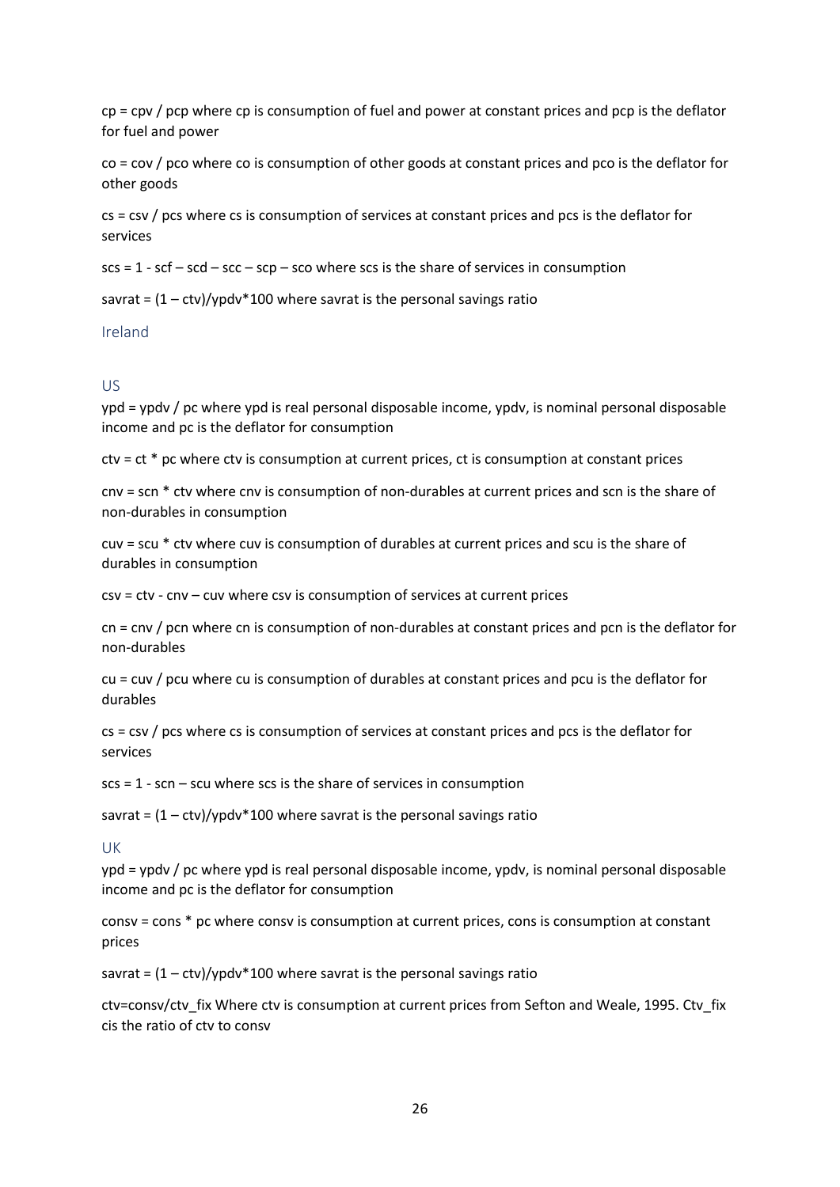cp = cpv / pcp where cp is consumption of fuel and power at constant prices and pcp is the deflator for fuel and power

co = cov / pco where co is consumption of other goods at constant prices and pco is the deflator for other goods

cs = csv / pcs where cs is consumption of services at constant prices and pcs is the deflator for services

scs = 1 - scf – scd – scc – scp – sco where scs is the share of services in consumption

savrat = (1 – ctv)/ypdv*100 where savrat is the personal savings ratio

### Ireland

### US

ypd = ypdv / pc where ypd is real personal disposable income, ypdv, is nominal personal disposable income and pc is the deflator for consumption

ctv = ct * pc where ctv is consumption at current prices, ct is consumption at constant prices

cnv = scn * ctv where cnv is consumption of non-durables at current prices and scn is the share of non-durables in consumption

cuv = scu * ctv where cuv is consumption of durables at current prices and scu is the share of durables in consumption

csv = ctv - cnv – cuv where csv is consumption of services at current prices

cn = cnv / pcn where cn is consumption of non-durables at constant prices and pcn is the deflator for non-durables

cu = cuv / pcu where cu is consumption of durables at constant prices and pcu is the deflator for durables

cs = csv / pcs where cs is consumption of services at constant prices and pcs is the deflator for services

scs = 1 - scn – scu where scs is the share of services in consumption

savrat = (1 – ctv)/ypdv*100 where savrat is the personal savings ratio

### UK

ypd = ypdv / pc where ypd is real personal disposable income, ypdv, is nominal personal disposable income and pc is the deflator for consumption

consv = cons * pc where consv is consumption at current prices, cons is consumption at constant prices

savrat = (1 – ctv)/ypdv*100 where savrat is the personal savings ratio

ctv=consv/ctv_fix Where ctv is consumption at current prices from Sefton and Weale, 1995. Ctv_fix cis the ratio of ctv to consv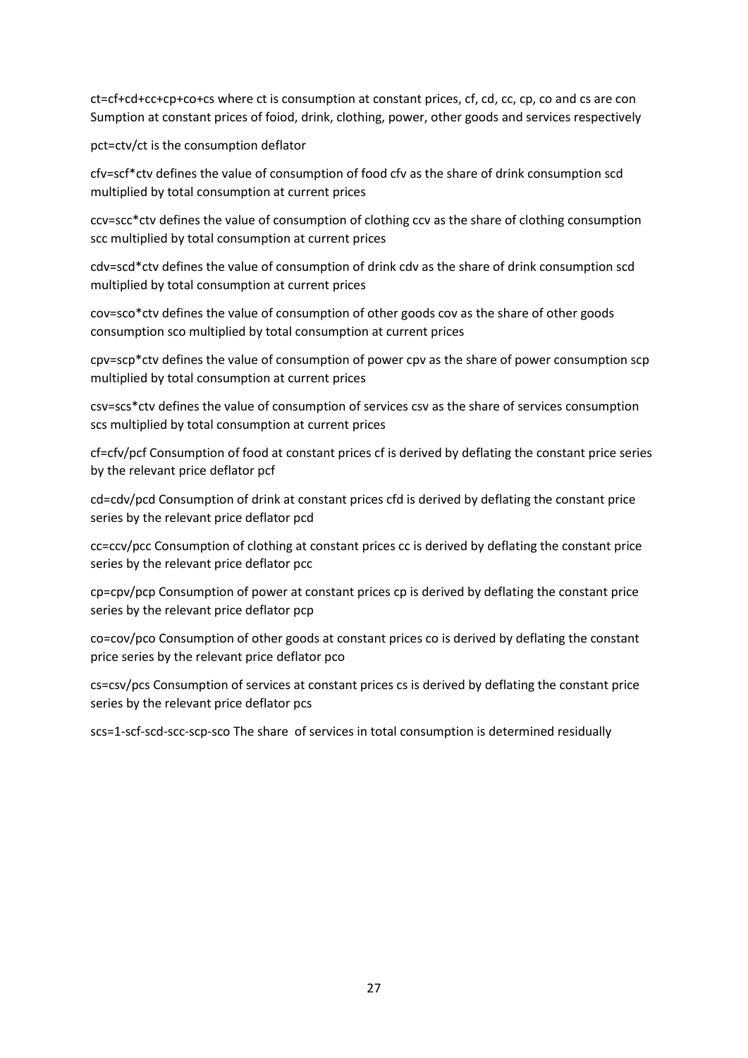$ct=cf+cd+cc+cp+co+cs$ where $ct$ is consumption at constant prices, $cf$, $cd$, $cc$, $cp$, $co$ and $cs$ are con Sumption at constant prices of foiod, drink, clothing, power, other goods and services respectively

$pct=ctv/ct$ is the consumption deflator

$cfv=scf*ctv$ defines the value of consumption of food $cfv$ as the share of drink consumption $scd$ multiplied by total consumption at current prices

$ccv=scc*ctv$ defines the value of consumption of clothing $ccv$ as the share of clothing consumption $scc$ multiplied by total consumption at current prices

$cdv=scd*ctv$ defines the value of consumption of drink $cdv$ as the share of drink consumption $scd$ multiplied by total consumption at current prices

$cov=sco*ctv$ defines the value of consumption of other goods $cov$ as the share of other goods consumption $sco$ multiplied by total consumption at current prices

$cpv=scp*ctv$ defines the value of consumption of power $cpv$ as the share of power consumption $scp$ multiplied by total consumption at current prices

$csv=scs*ctv$ defines the value of consumption of services $csv$ as the share of services consumption $scs$ multiplied by total consumption at current prices

$cf=cfv/pcf$ Consumption of food at constant prices $cf$ is derived by deflating the constant price series by the relevant price deflator $pcf$

$cd=cdv/pcd$ Consumption of drink at constant prices $cfd$ is derived by deflating the constant price series by the relevant price deflator $pcd$

$cc=ccv/pcc$ Consumption of clothing at constant prices $cc$ is derived by deflating the constant price series by the relevant price deflator $pcc$

$cp=cpv/pcp$ Consumption of power at constant prices $cp$ is derived by deflating the constant price series by the relevant price deflator $pcp$

$co=cov/pco$ Consumption of other goods at constant prices $co$ is derived by deflating the constant price series by the relevant price deflator $pco$

$cs=csv/pcs$ Consumption of services at constant prices $cs$ is derived by deflating the constant price series by the relevant price deflator $pcs$

$scs=1-scf-scd-scc-scp-sco$ The share of services in total consumption is determined residually